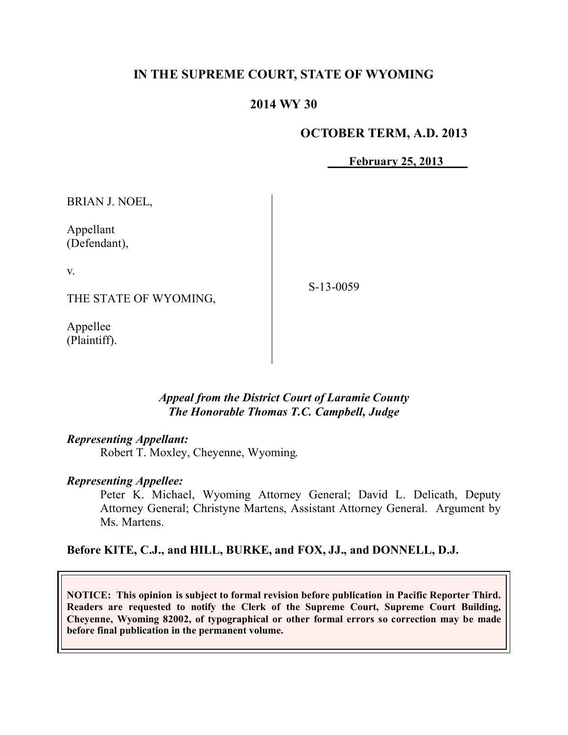# IN THE SUPREME COURT, STATE OF WYOMING

## 2014 WY 30

**OCTOBER TERM, A.D. 2013**

**February 25, 2013**

BRIAN J. NOEL,

Appellant
(Defendant),

v.

THE STATE OF WYOMING,

Appellee
(Plaintiff).

S-13-0059

*Appeal from the District Court of Laramie County*
*The Honorable Thomas T.C. Campbell, Judge*

***Representing Appellant:***
Robert T. Moxley, Cheyenne, Wyoming.

***Representing Appellee:***
Peter K. Michael, Wyoming Attorney General; David L. Delicath, Deputy Attorney General; Christyne Martens, Assistant Attorney General. Argument by Ms. Martens.

**Before KITE, C.J., and HILL, BURKE, and FOX, JJ., and DONNELL, D.J.**

**NOTICE: This opinion is subject to formal revision before publication in Pacific Reporter Third. Readers are requested to notify the Clerk of the Supreme Court, Supreme Court Building, Cheyenne, Wyoming 82002, of typographical or other formal errors so correction may be made before final publication in the permanent volume.**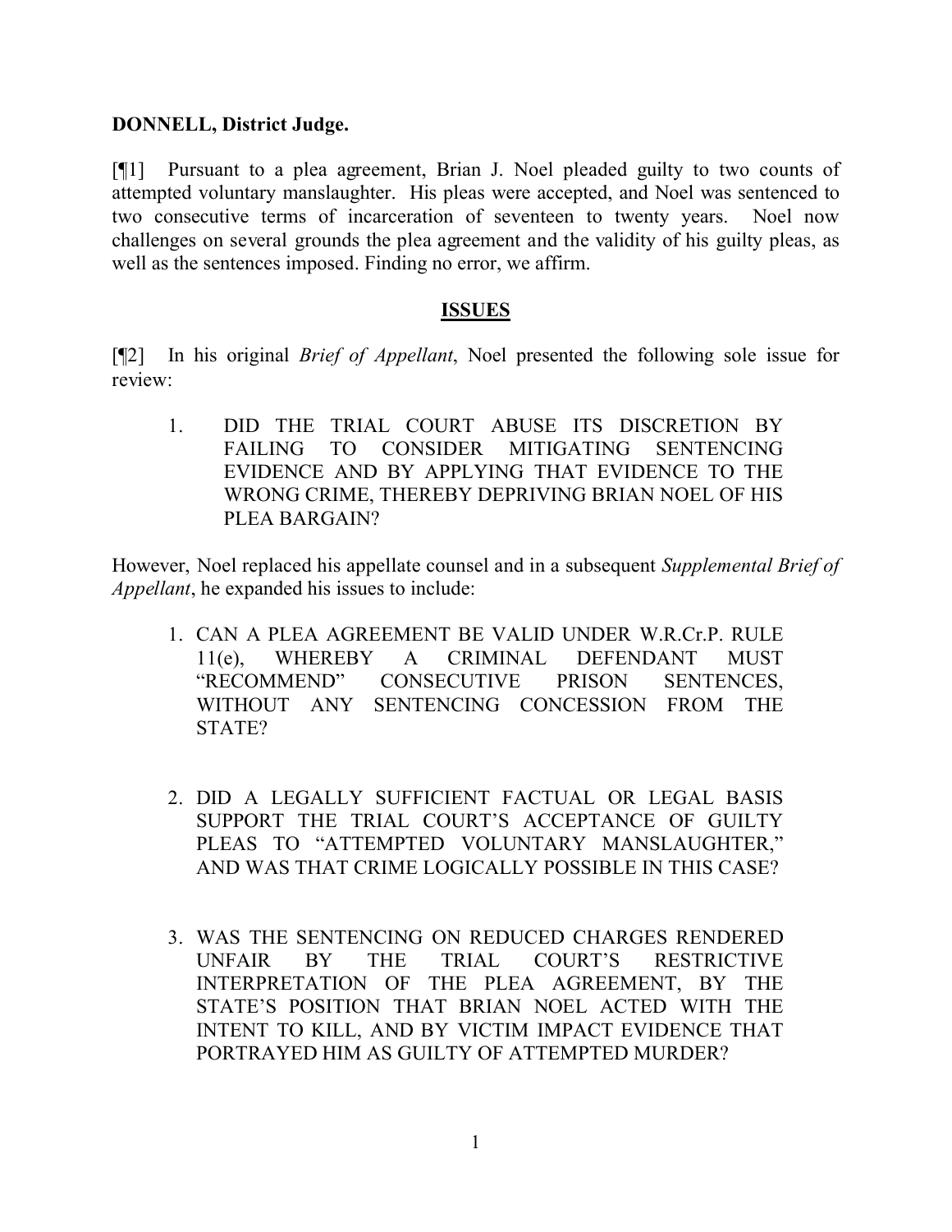**DONNELL, District Judge.**

[¶1] Pursuant to a plea agreement, Brian J. Noel pleaded guilty to two counts of attempted voluntary manslaughter. His pleas were accepted, and Noel was sentenced to two consecutive terms of incarceration of seventeen to twenty years. Noel now challenges on several grounds the plea agreement and the validity of his guilty pleas, as well as the sentences imposed. Finding no error, we affirm.

## ISSUES

[¶2] In his original *Brief of Appellant*, Noel presented the following sole issue for review:

1. DID THE TRIAL COURT ABUSE ITS DISCRETION BY FAILING TO CONSIDER MITIGATING SENTENCING EVIDENCE AND BY APPLYING THAT EVIDENCE TO THE WRONG CRIME, THEREBY DEPRIVING BRIAN NOEL OF HIS PLEA BARGAIN?

However, Noel replaced his appellate counsel and in a subsequent *Supplemental Brief of Appellant*, he expanded his issues to include:

1. CAN A PLEA AGREEMENT BE VALID UNDER W.R.Cr.P. RULE 11(e), WHEREBY A CRIMINAL DEFENDANT MUST "RECOMMEND" CONSECUTIVE PRISON SENTENCES, WITHOUT ANY SENTENCING CONCESSION FROM THE STATE?

2. DID A LEGALLY SUFFICIENT FACTUAL OR LEGAL BASIS SUPPORT THE TRIAL COURT'S ACCEPTANCE OF GUILTY PLEAS TO "ATTEMPTED VOLUNTARY MANSLAUGHTER," AND WAS THAT CRIME LOGICALLY POSSIBLE IN THIS CASE?

3. WAS THE SENTENCING ON REDUCED CHARGES RENDERED UNFAIR BY THE TRIAL COURT'S RESTRICTIVE INTERPRETATION OF THE PLEA AGREEMENT, BY THE STATE'S POSITION THAT BRIAN NOEL ACTED WITH THE INTENT TO KILL, AND BY VICTIM IMPACT EVIDENCE THAT PORTRAYED HIM AS GUILTY OF ATTEMPTED MURDER?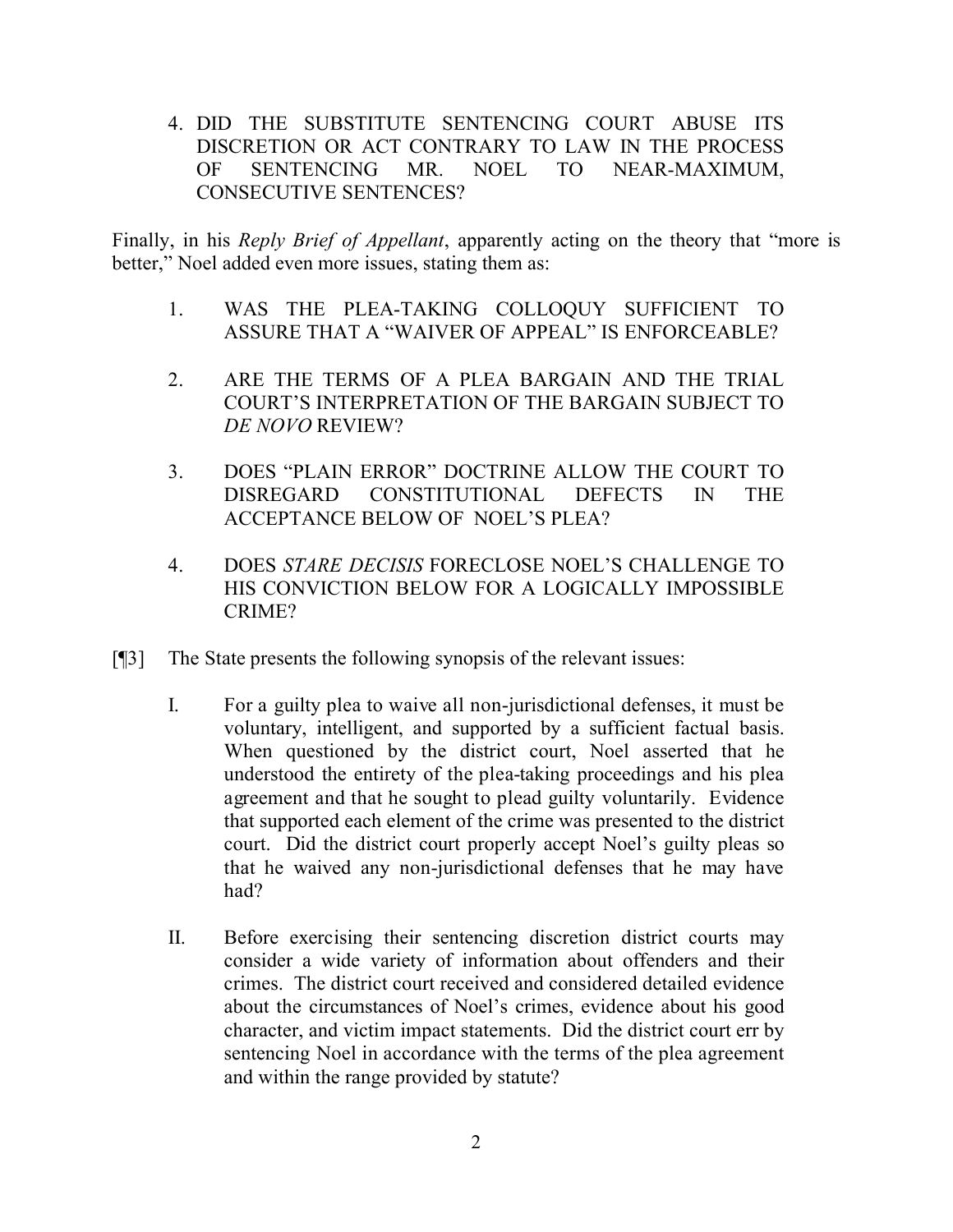4. DID THE SUBSTITUTE SENTENCING COURT ABUSE ITS DISCRETION OR ACT CONTRARY TO LAW IN THE PROCESS OF SENTENCING MR. NOEL TO NEAR-MAXIMUM, CONSECUTIVE SENTENCES?

Finally, in his *Reply Brief of Appellant*, apparently acting on the theory that "more is better," Noel added even more issues, stating them as:

1. WAS THE PLEA-TAKING COLLOQUY SUFFICIENT TO ASSURE THAT A "WAIVER OF APPEAL" IS ENFORCEABLE?

2. ARE THE TERMS OF A PLEA BARGAIN AND THE TRIAL COURT'S INTERPRETATION OF THE BARGAIN SUBJECT TO *DE NOVO* REVIEW?

3. DOES "PLAIN ERROR" DOCTRINE ALLOW THE COURT TO DISREGARD CONSTITUTIONAL DEFECTS IN THE ACCEPTANCE BELOW OF NOEL'S PLEA?

4. DOES *STARE DECISIS* FORECLOSE NOEL'S CHALLENGE TO HIS CONVICTION BELOW FOR A LOGICALLY IMPOSSIBLE CRIME?

[¶3] The State presents the following synopsis of the relevant issues:

I. For a guilty plea to waive all non-jurisdictional defenses, it must be voluntary, intelligent, and supported by a sufficient factual basis. When questioned by the district court, Noel asserted that he understood the entirety of the plea-taking proceedings and his plea agreement and that he sought to plead guilty voluntarily. Evidence that supported each element of the crime was presented to the district court. Did the district court properly accept Noel's guilty pleas so that he waived any non-jurisdictional defenses that he may have had?

II. Before exercising their sentencing discretion district courts may consider a wide variety of information about offenders and their crimes. The district court received and considered detailed evidence about the circumstances of Noel's crimes, evidence about his good character, and victim impact statements. Did the district court err by sentencing Noel in accordance with the terms of the plea agreement and within the range provided by statute?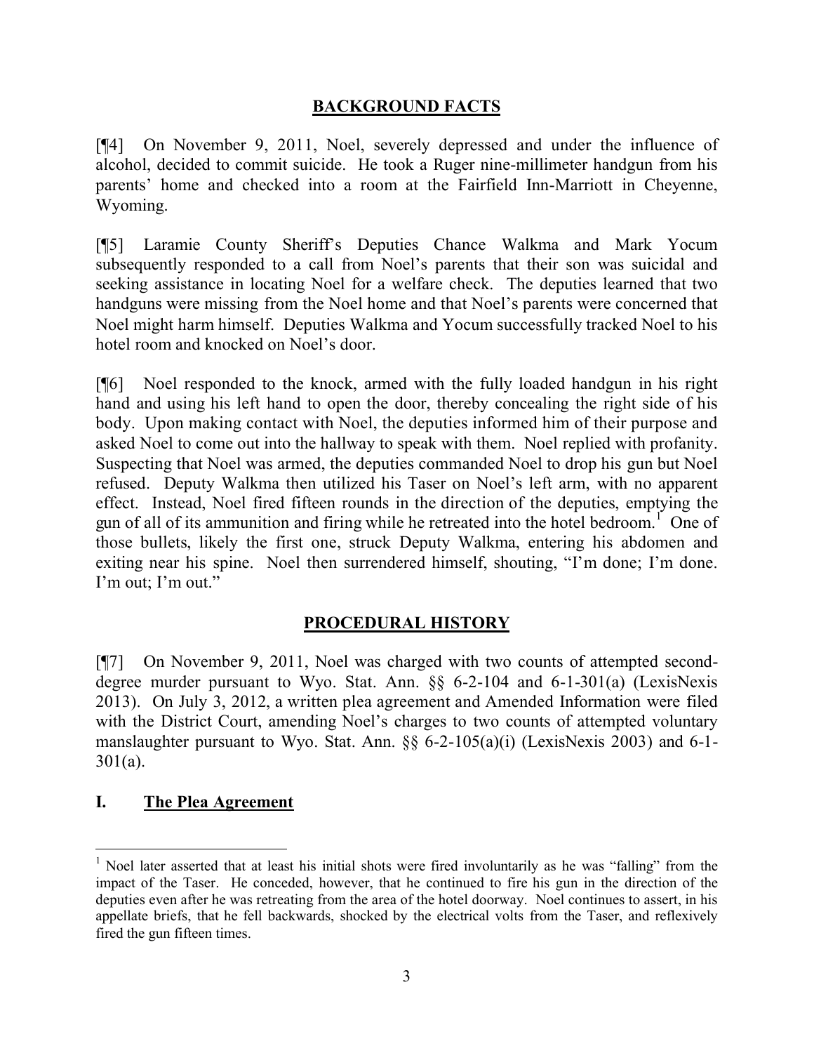## BACKGROUND FACTS

[¶4] On November 9, 2011, Noel, severely depressed and under the influence of alcohol, decided to commit suicide. He took a Ruger nine-millimeter handgun from his parents' home and checked into a room at the Fairfield Inn-Marriott in Cheyenne, Wyoming.

[¶5] Laramie County Sheriff's Deputies Chance Walkma and Mark Yocum subsequently responded to a call from Noel's parents that their son was suicidal and seeking assistance in locating Noel for a welfare check. The deputies learned that two handguns were missing from the Noel home and that Noel's parents were concerned that Noel might harm himself. Deputies Walkma and Yocum successfully tracked Noel to his hotel room and knocked on Noel's door.

[¶6] Noel responded to the knock, armed with the fully loaded handgun in his right hand and using his left hand to open the door, thereby concealing the right side of his body. Upon making contact with Noel, the deputies informed him of their purpose and asked Noel to come out into the hallway to speak with them. Noel replied with profanity. Suspecting that Noel was armed, the deputies commanded Noel to drop his gun but Noel refused. Deputy Walkma then utilized his Taser on Noel's left arm, with no apparent effect. Instead, Noel fired fifteen rounds in the direction of the deputies, emptying the gun of all of its ammunition and firing while he retreated into the hotel bedroom.[1] One of those bullets, likely the first one, struck Deputy Walkma, entering his abdomen and exiting near his spine. Noel then surrendered himself, shouting, "I'm done; I'm done. I'm out; I'm out."

## PROCEDURAL HISTORY

[¶7] On November 9, 2011, Noel was charged with two counts of attempted second-degree murder pursuant to Wyo. Stat. Ann. §§ 6-2-104 and 6-1-301(a) (LexisNexis 2013). On July 3, 2012, a written plea agreement and Amended Information were filed with the District Court, amending Noel's charges to two counts of attempted voluntary manslaughter pursuant to Wyo. Stat. Ann. §§ 6-2-105(a)(i) (LexisNexis 2003) and 6-1-301(a).

### I. The Plea Agreement

---

[1] Noel later asserted that at least his initial shots were fired involuntarily as he was "falling" from the impact of the Taser. He conceded, however, that he continued to fire his gun in the direction of the deputies even after he was retreating from the area of the hotel doorway. Noel continues to assert, in his appellate briefs, that he fell backwards, shocked by the electrical volts from the Taser, and reflexively fired the gun fifteen times.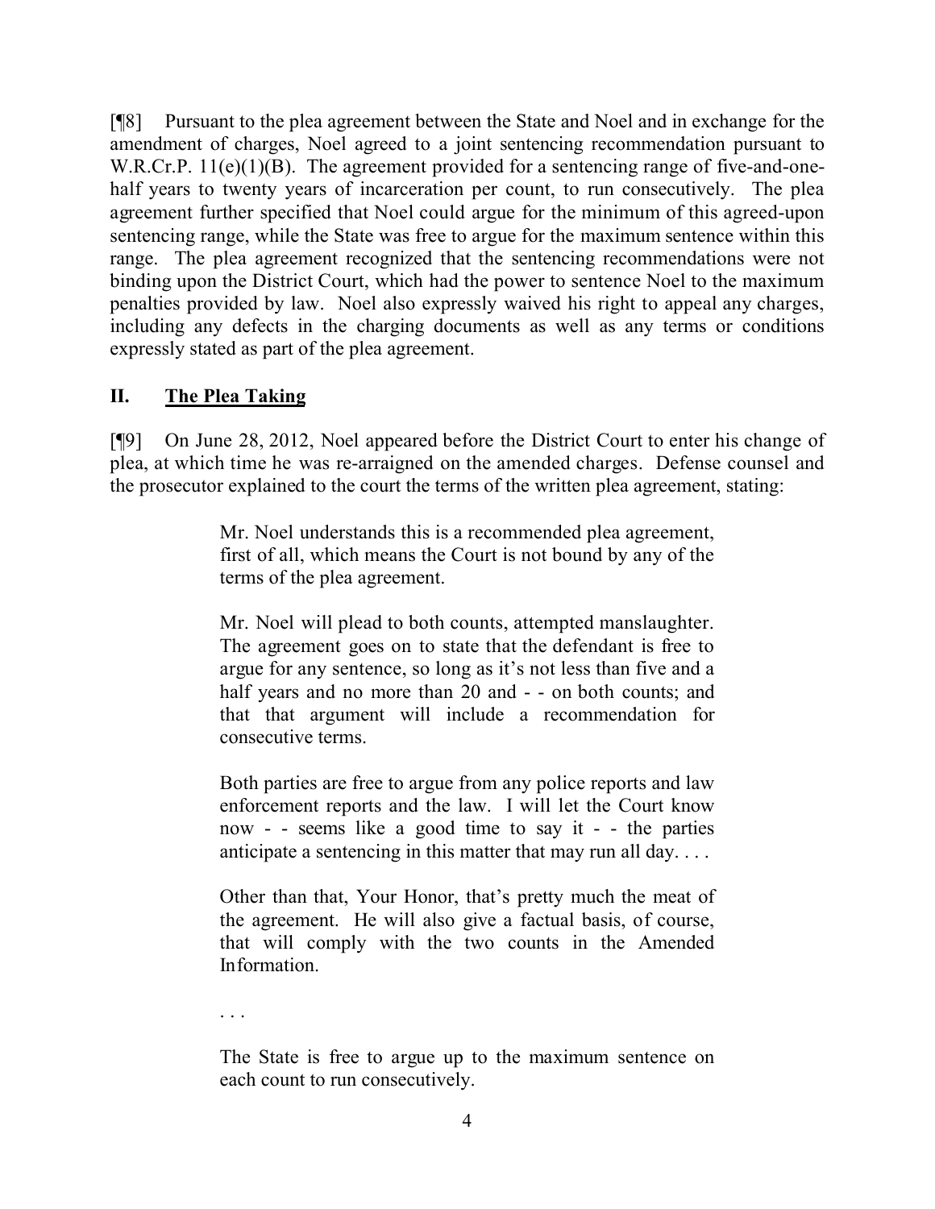[¶8] Pursuant to the plea agreement between the State and Noel and in exchange for the amendment of charges, Noel agreed to a joint sentencing recommendation pursuant to W.R.Cr.P. 11(e)(1)(B). The agreement provided for a sentencing range of five-and-one-half years to twenty years of incarceration per count, to run consecutively. The plea agreement further specified that Noel could argue for the minimum of this agreed-upon sentencing range, while the State was free to argue for the maximum sentence within this range. The plea agreement recognized that the sentencing recommendations were not binding upon the District Court, which had the power to sentence Noel to the maximum penalties provided by law. Noel also expressly waived his right to appeal any charges, including any defects in the charging documents as well as any terms or conditions expressly stated as part of the plea agreement.

## II. <u>The Plea Taking</u>

[¶9] On June 28, 2012, Noel appeared before the District Court to enter his change of plea, at which time he was re-arraigned on the amended charges. Defense counsel and the prosecutor explained to the court the terms of the written plea agreement, stating:

> Mr. Noel understands this is a recommended plea agreement, first of all, which means the Court is not bound by any of the terms of the plea agreement.
>
> Mr. Noel will plead to both counts, attempted manslaughter. The agreement goes on to state that the defendant is free to argue for any sentence, so long as it's not less than five and a half years and no more than 20 and - - on both counts; and that that argument will include a recommendation for consecutive terms.
>
> Both parties are free to argue from any police reports and law enforcement reports and the law. I will let the Court know now - - seems like a good time to say it - - the parties anticipate a sentencing in this matter that may run all day. . . .
>
> Other than that, Your Honor, that's pretty much the meat of the agreement. He will also give a factual basis, of course, that will comply with the two counts in the Amended Information.
>
> . . .
>
> The State is free to argue up to the maximum sentence on each count to run consecutively.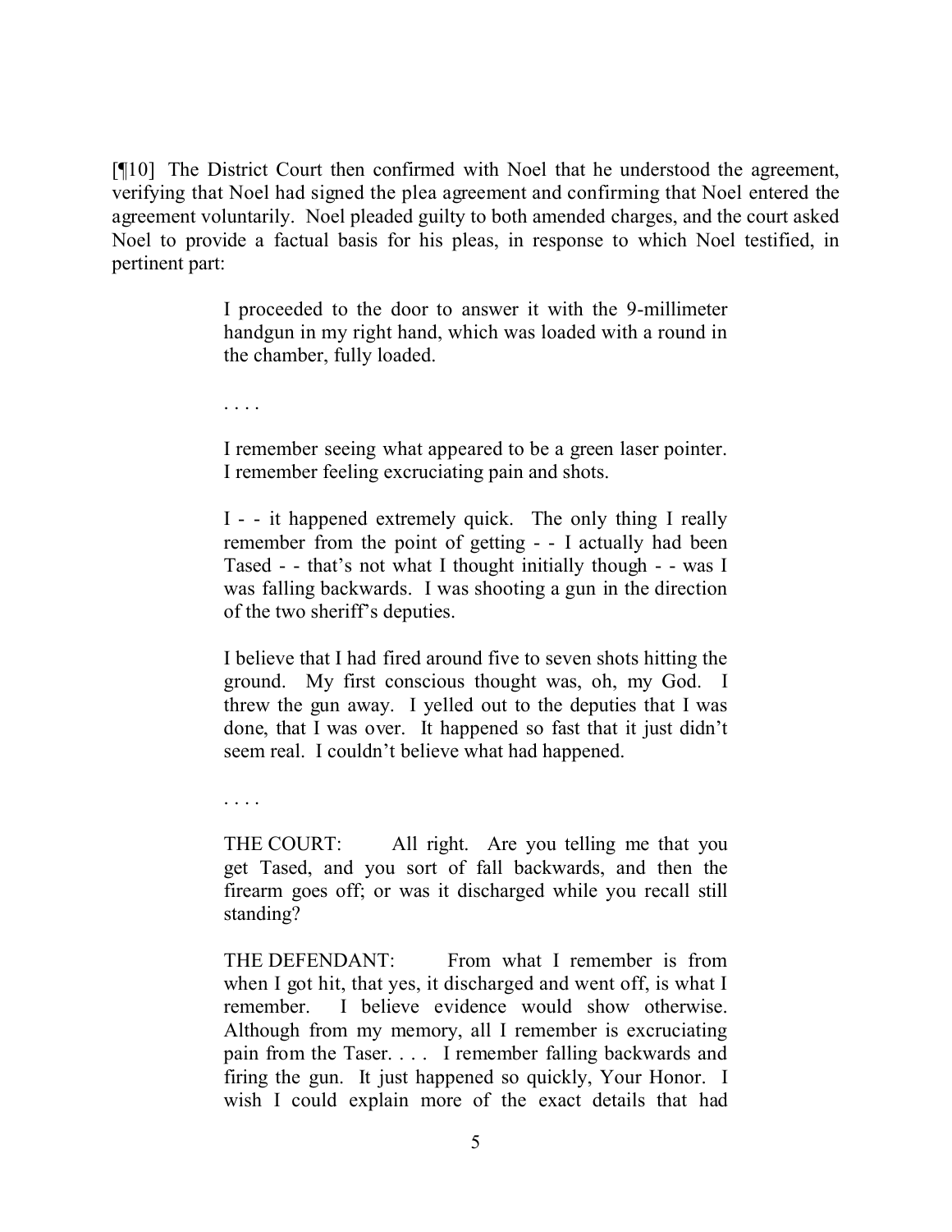[¶10] The District Court then confirmed with Noel that he understood the agreement, verifying that Noel had signed the plea agreement and confirming that Noel entered the agreement voluntarily. Noel pleaded guilty to both amended charges, and the court asked Noel to provide a factual basis for his pleas, in response to which Noel testified, in pertinent part:

> I proceeded to the door to answer it with the 9-millimeter handgun in my right hand, which was loaded with a round in the chamber, fully loaded.
>
> . . . .
>
> I remember seeing what appeared to be a green laser pointer. I remember feeling excruciating pain and shots.
>
> I - - it happened extremely quick. The only thing I really remember from the point of getting - - I actually had been Tased - - that's not what I thought initially though - - was I was falling backwards. I was shooting a gun in the direction of the two sheriff's deputies.
>
> I believe that I had fired around five to seven shots hitting the ground. My first conscious thought was, oh, my God. I threw the gun away. I yelled out to the deputies that I was done, that I was over. It happened so fast that it just didn't seem real. I couldn't believe what had happened.
>
> . . . .
>
> THE COURT: All right. Are you telling me that you get Tased, and you sort of fall backwards, and then the firearm goes off; or was it discharged while you recall still standing?
>
> THE DEFENDANT: From what I remember is from when I got hit, that yes, it discharged and went off, is what I remember. I believe evidence would show otherwise. Although from my memory, all I remember is excruciating pain from the Taser. . . . I remember falling backwards and firing the gun. It just happened so quickly, Your Honor. I wish I could explain more of the exact details that had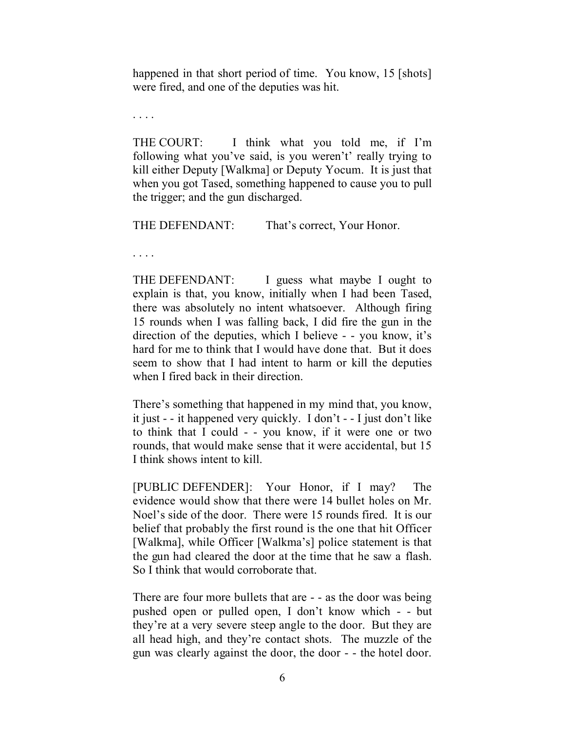happened in that short period of time. You know, 15 [shots] were fired, and one of the deputies was hit.

. . . .

THE COURT: I think what you told me, if I'm following what you've said, is you weren't' really trying to kill either Deputy [Walkma] or Deputy Yocum. It is just that when you got Tased, something happened to cause you to pull the trigger; and the gun discharged.

THE DEFENDANT: That's correct, Your Honor.

. . . .

THE DEFENDANT: I guess what maybe I ought to explain is that, you know, initially when I had been Tased, there was absolutely no intent whatsoever. Although firing 15 rounds when I was falling back, I did fire the gun in the direction of the deputies, which I believe - - you know, it's hard for me to think that I would have done that. But it does seem to show that I had intent to harm or kill the deputies when I fired back in their direction.

There's something that happened in my mind that, you know, it just - - it happened very quickly. I don't - - I just don't like to think that I could - - you know, if it were one or two rounds, that would make sense that it were accidental, but 15 I think shows intent to kill.

[PUBLIC DEFENDER]: Your Honor, if I may? The evidence would show that there were 14 bullet holes on Mr. Noel's side of the door. There were 15 rounds fired. It is our belief that probably the first round is the one that hit Officer [Walkma], while Officer [Walkma's] police statement is that the gun had cleared the door at the time that he saw a flash. So I think that would corroborate that.

There are four more bullets that are - - as the door was being pushed open or pulled open, I don't know which - - but they're at a very severe steep angle to the door. But they are all head high, and they're contact shots. The muzzle of the gun was clearly against the door, the door - - the hotel door.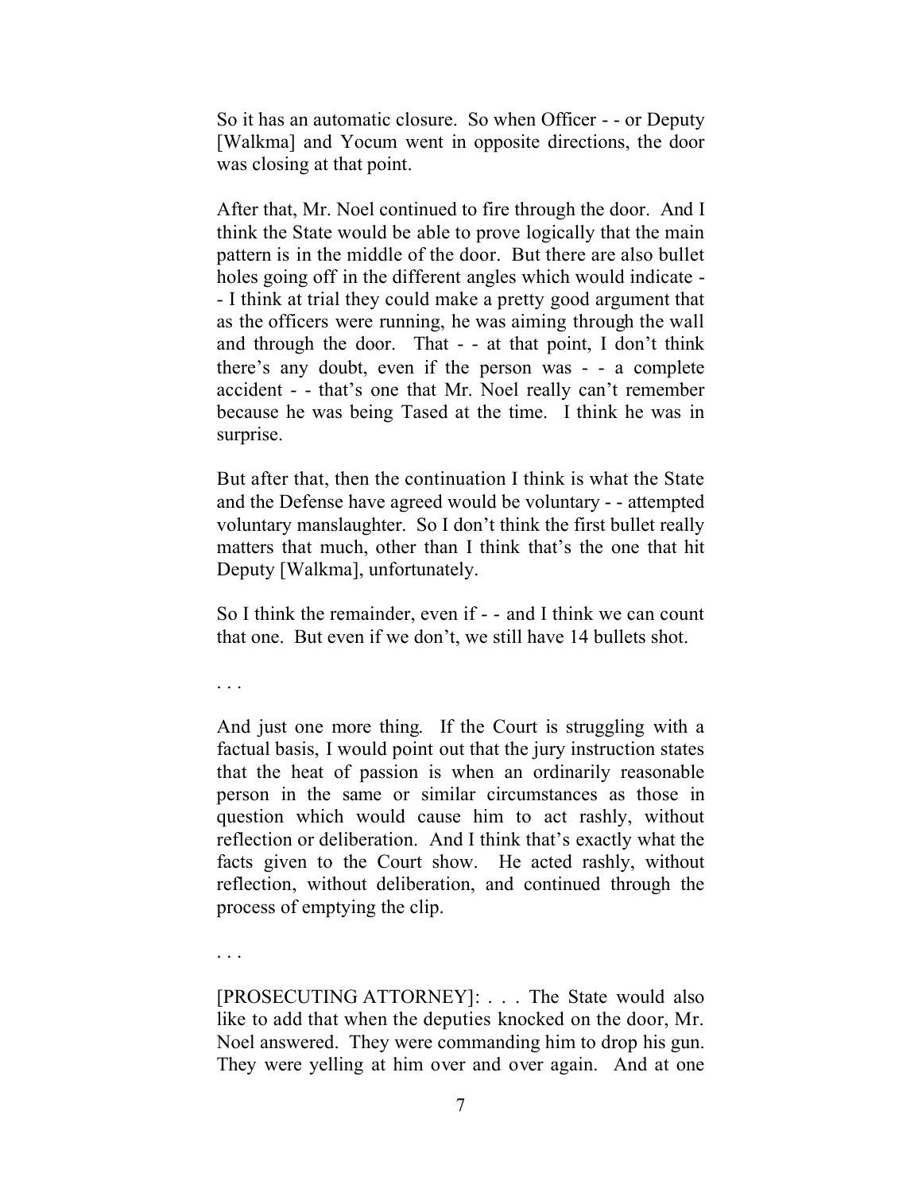So it has an automatic closure. So when Officer - - or Deputy [Walkma] and Yocum went in opposite directions, the door was closing at that point.

After that, Mr. Noel continued to fire through the door. And I think the State would be able to prove logically that the main pattern is in the middle of the door. But there are also bullet holes going off in the different angles which would indicate - - I think at trial they could make a pretty good argument that as the officers were running, he was aiming through the wall and through the door. That - - at that point, I don't think there's any doubt, even if the person was - - a complete accident - - that's one that Mr. Noel really can't remember because he was being Tased at the time. I think he was in surprise.

But after that, then the continuation I think is what the State and the Defense have agreed would be voluntary - - attempted voluntary manslaughter. So I don't think the first bullet really matters that much, other than I think that's the one that hit Deputy [Walkma], unfortunately.

So I think the remainder, even if - - and I think we can count that one. But even if we don't, we still have 14 bullets shot.

. . .

And just one more thing. If the Court is struggling with a factual basis, I would point out that the jury instruction states that the heat of passion is when an ordinarily reasonable person in the same or similar circumstances as those in question which would cause him to act rashly, without reflection or deliberation. And I think that's exactly what the facts given to the Court show. He acted rashly, without reflection, without deliberation, and continued through the process of emptying the clip.

. . .

[PROSECUTING ATTORNEY]: . . . The State would also like to add that when the deputies knocked on the door, Mr. Noel answered. They were commanding him to drop his gun. They were yelling at him over and over again. And at one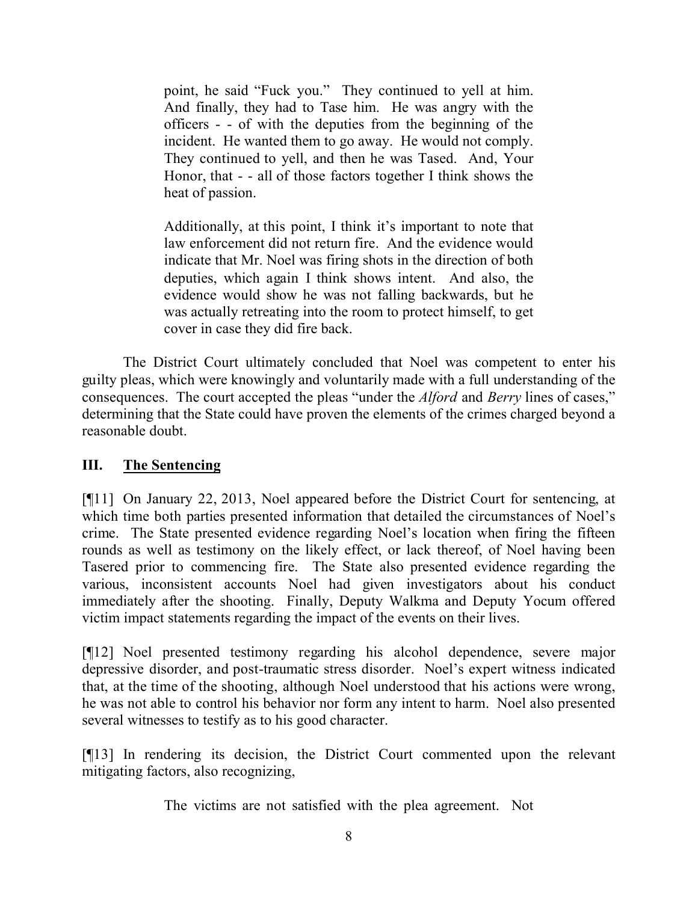> point, he said "Fuck you." They continued to yell at him. And finally, they had to Tase him. He was angry with the officers - - of with the deputies from the beginning of the incident. He wanted them to go away. He would not comply. They continued to yell, and then he was Tased. And, Your Honor, that - - all of those factors together I think shows the heat of passion.
>
> Additionally, at this point, I think it's important to note that law enforcement did not return fire. And the evidence would indicate that Mr. Noel was firing shots in the direction of both deputies, which again I think shows intent. And also, the evidence would show he was not falling backwards, but he was actually retreating into the room to protect himself, to get cover in case they did fire back.

The District Court ultimately concluded that Noel was competent to enter his guilty pleas, which were knowingly and voluntarily made with a full understanding of the consequences. The court accepted the pleas "under the *Alford* and *Berry* lines of cases," determining that the State could have proven the elements of the crimes charged beyond a reasonable doubt.

## III. The Sentencing

[¶11] On January 22, 2013, Noel appeared before the District Court for sentencing, at which time both parties presented information that detailed the circumstances of Noel's crime. The State presented evidence regarding Noel's location when firing the fifteen rounds as well as testimony on the likely effect, or lack thereof, of Noel having been Tasered prior to commencing fire. The State also presented evidence regarding the various, inconsistent accounts Noel had given investigators about his conduct immediately after the shooting. Finally, Deputy Walkma and Deputy Yocum offered victim impact statements regarding the impact of the events on their lives.

[¶12] Noel presented testimony regarding his alcohol dependence, severe major depressive disorder, and post-traumatic stress disorder. Noel's expert witness indicated that, at the time of the shooting, although Noel understood that his actions were wrong, he was not able to control his behavior nor form any intent to harm. Noel also presented several witnesses to testify as to his good character.

[¶13] In rendering its decision, the District Court commented upon the relevant mitigating factors, also recognizing,

> The victims are not satisfied with the plea agreement. Not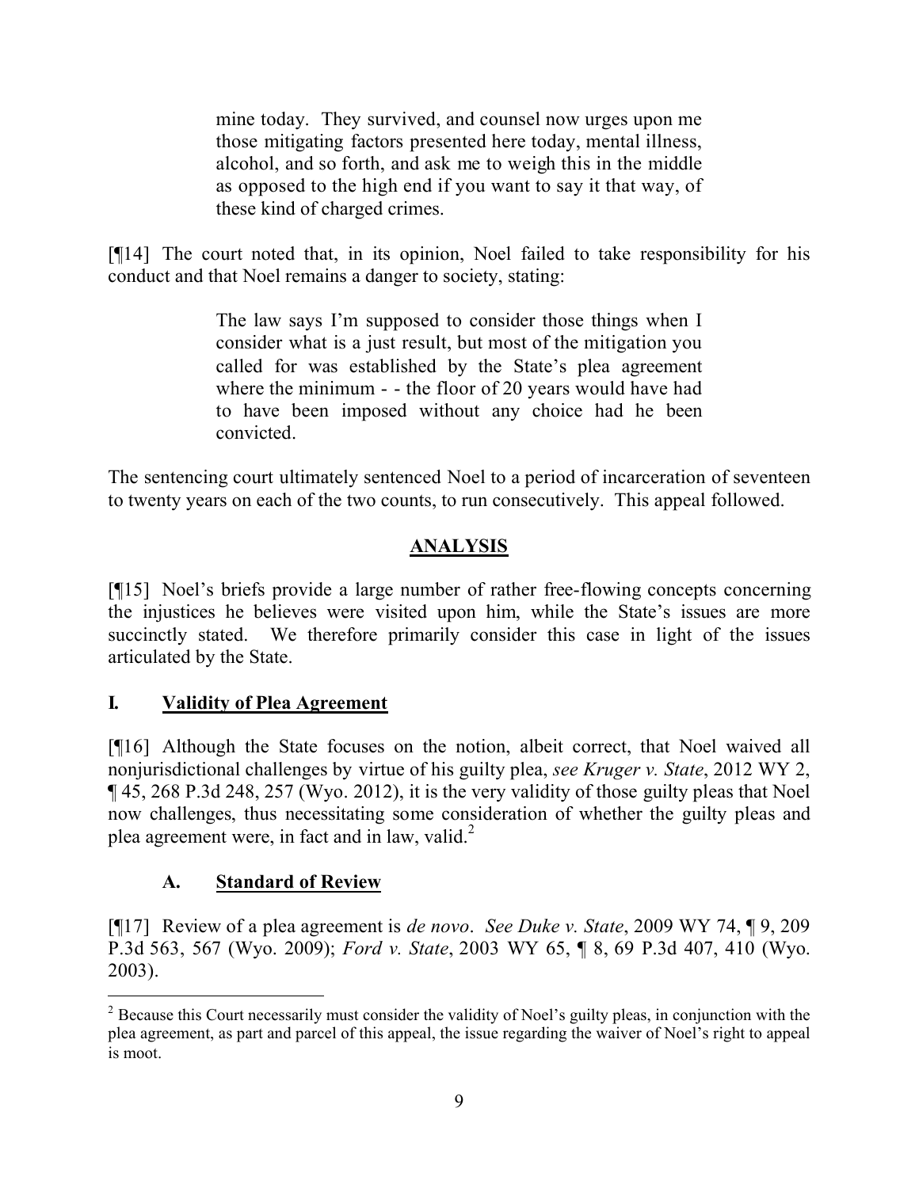> mine today. They survived, and counsel now urges upon me those mitigating factors presented here today, mental illness, alcohol, and so forth, and ask me to weigh this in the middle as opposed to the high end if you want to say it that way, of these kind of charged crimes.

[¶14] The court noted that, in its opinion, Noel failed to take responsibility for his conduct and that Noel remains a danger to society, stating:

> The law says I'm supposed to consider those things when I consider what is a just result, but most of the mitigation you called for was established by the State's plea agreement where the minimum - - the floor of 20 years would have had to have been imposed without any choice had he been convicted.

The sentencing court ultimately sentenced Noel to a period of incarceration of seventeen to twenty years on each of the two counts, to run consecutively. This appeal followed.

## ANALYSIS

[¶15] Noel's briefs provide a large number of rather free-flowing concepts concerning the injustices he believes were visited upon him, while the State's issues are more succinctly stated. We therefore primarily consider this case in light of the issues articulated by the State.

### I. Validity of Plea Agreement

[¶16] Although the State focuses on the notion, albeit correct, that Noel waived all nonjurisdictional challenges by virtue of his guilty plea, *see Kruger v. State*, 2012 WY 2, ¶ 45, 268 P.3d 248, 257 (Wyo. 2012), it is the very validity of those guilty pleas that Noel now challenges, thus necessitating some consideration of whether the guilty pleas and plea agreement were, in fact and in law, valid.[2]

#### A. Standard of Review

[¶17] Review of a plea agreement is *de novo*. *See Duke v. State*, 2009 WY 74, ¶ 9, 209 P.3d 563, 567 (Wyo. 2009); *Ford v. State*, 2003 WY 65, ¶ 8, 69 P.3d 407, 410 (Wyo. 2003).

---

[2] Because this Court necessarily must consider the validity of Noel's guilty pleas, in conjunction with the plea agreement, as part and parcel of this appeal, the issue regarding the waiver of Noel's right to appeal is moot.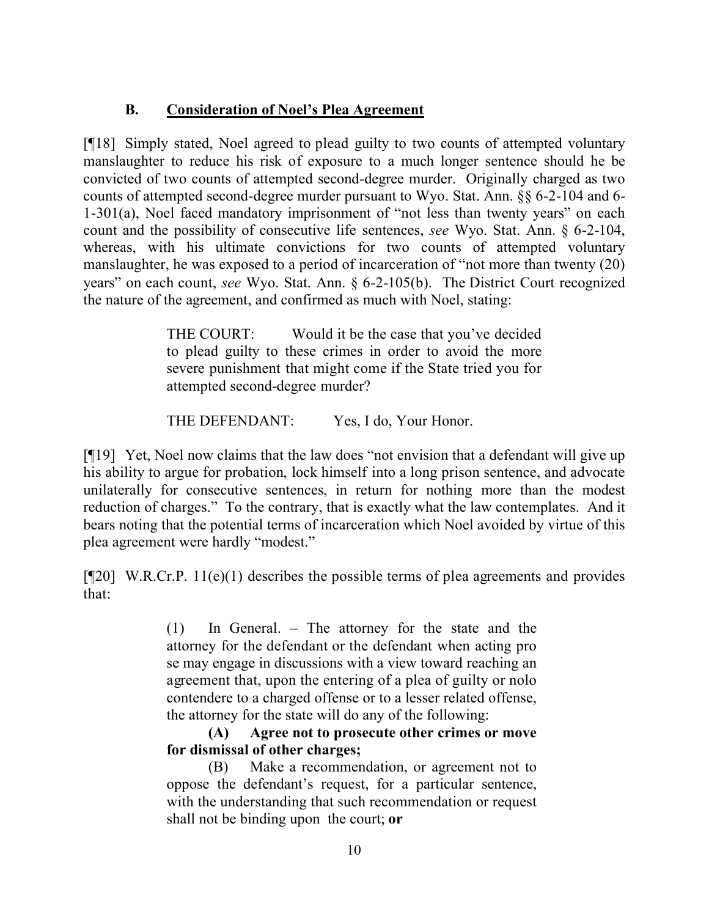### B. <u>Consideration of Noel's Plea Agreement</u>

[¶18] Simply stated, Noel agreed to plead guilty to two counts of attempted voluntary manslaughter to reduce his risk of exposure to a much longer sentence should he be convicted of two counts of attempted second-degree murder. Originally charged as two counts of attempted second-degree murder pursuant to Wyo. Stat. Ann. §§ 6-2-104 and 6-1-301(a), Noel faced mandatory imprisonment of "not less than twenty years" on each count and the possibility of consecutive life sentences, *see* Wyo. Stat. Ann. § 6-2-104, whereas, with his ultimate convictions for two counts of attempted voluntary manslaughter, he was exposed to a period of incarceration of "not more than twenty (20) years" on each count, *see* Wyo. Stat. Ann. § 6-2-105(b). The District Court recognized the nature of the agreement, and confirmed as much with Noel, stating:

> THE COURT: Would it be the case that you've decided to plead guilty to these crimes in order to avoid the more severe punishment that might come if the State tried you for attempted second-degree murder?
>
> THE DEFENDANT: Yes, I do, Your Honor.

[¶19] Yet, Noel now claims that the law does "not envision that a defendant will give up his ability to argue for probation, lock himself into a long prison sentence, and advocate unilaterally for consecutive sentences, in return for nothing more than the modest reduction of charges." To the contrary, that is exactly what the law contemplates. And it bears noting that the potential terms of incarceration which Noel avoided by virtue of this plea agreement were hardly "modest."

[¶20] W.R.Cr.P. 11(e)(1) describes the possible terms of plea agreements and provides that:

> (1) In General. – The attorney for the state and the attorney for the defendant or the defendant when acting pro se may engage in discussions with a view toward reaching an agreement that, upon the entering of a plea of guilty or nolo contendere to a charged offense or to a lesser related offense, the attorney for the state will do any of the following:
>
> **(A) Agree not to prosecute other crimes or move for dismissal of other charges;**
>
> (B) Make a recommendation, or agreement not to oppose the defendant's request, for a particular sentence, with the understanding that such recommendation or request shall not be binding upon the court; **or**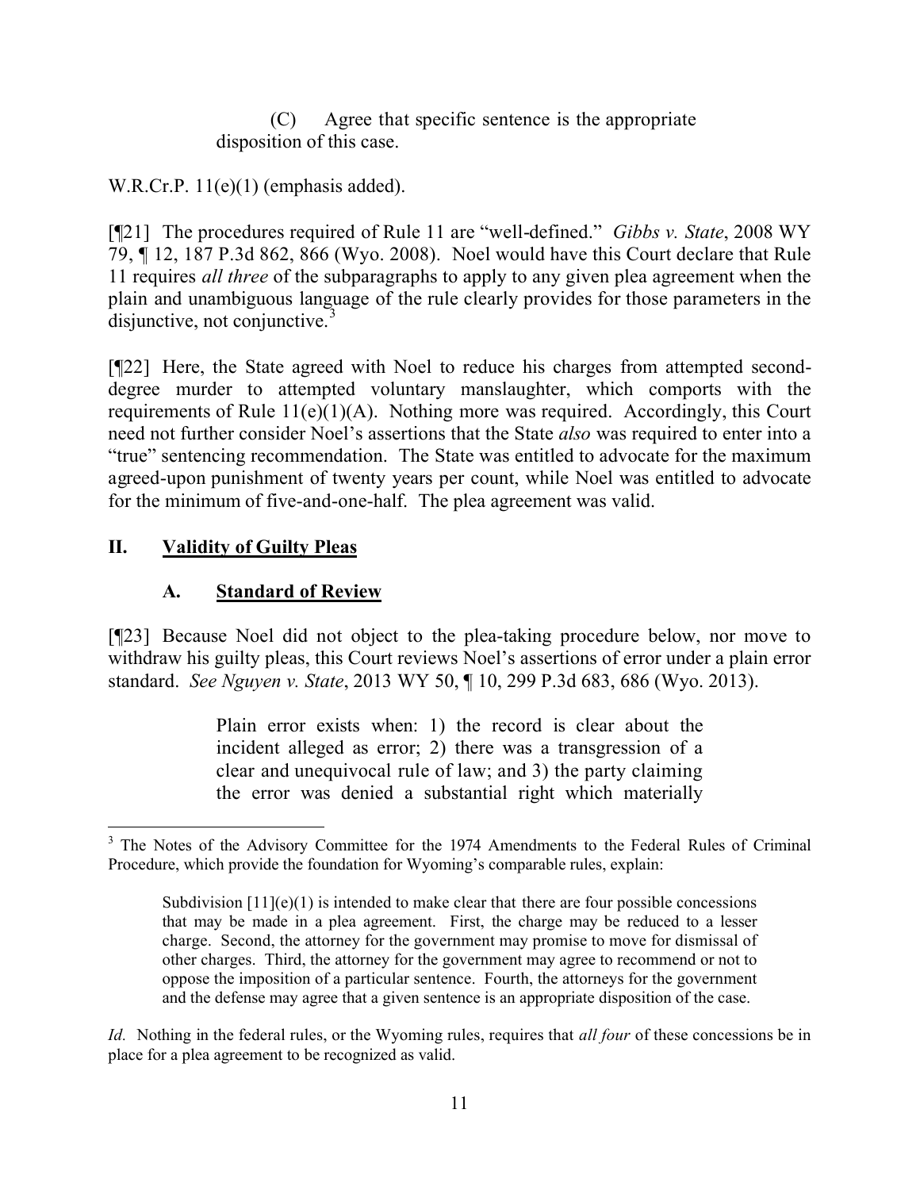(C) Agree that specific sentence is the appropriate disposition of this case.

W.R.Cr.P. 11(e)(1) (emphasis added).

[¶21] The procedures required of Rule 11 are "well-defined." *Gibbs v. State*, 2008 WY 79, ¶ 12, 187 P.3d 862, 866 (Wyo. 2008). Noel would have this Court declare that Rule 11 requires *all three* of the subparagraphs to apply to any given plea agreement when the plain and unambiguous language of the rule clearly provides for those parameters in the disjunctive, not conjunctive.[3]

[¶22] Here, the State agreed with Noel to reduce his charges from attempted second-degree murder to attempted voluntary manslaughter, which comports with the requirements of Rule 11(e)(1)(A). Nothing more was required. Accordingly, this Court need not further consider Noel's assertions that the State *also* was required to enter into a "true" sentencing recommendation. The State was entitled to advocate for the maximum agreed-upon punishment of twenty years per count, while Noel was entitled to advocate for the minimum of five-and-one-half. The plea agreement was valid.

## II. Validity of Guilty Pleas

### A. Standard of Review

[¶23] Because Noel did not object to the plea-taking procedure below, nor move to withdraw his guilty pleas, this Court reviews Noel's assertions of error under a plain error standard. *See Nguyen v. State*, 2013 WY 50, ¶ 10, 299 P.3d 683, 686 (Wyo. 2013).

> Plain error exists when: 1) the record is clear about the incident alleged as error; 2) there was a transgression of a clear and unequivocal rule of law; and 3) the party claiming the error was denied a substantial right which materially

---

[3] The Notes of the Advisory Committee for the 1974 Amendments to the Federal Rules of Criminal Procedure, which provide the foundation for Wyoming's comparable rules, explain:

> Subdivision [11](e)(1) is intended to make clear that there are four possible concessions that may be made in a plea agreement. First, the charge may be reduced to a lesser charge. Second, the attorney for the government may promise to move for dismissal of other charges. Third, the attorney for the government may agree to recommend or not to oppose the imposition of a particular sentence. Fourth, the attorneys for the government and the defense may agree that a given sentence is an appropriate disposition of the case.

*Id.* Nothing in the federal rules, or the Wyoming rules, requires that *all four* of these concessions be in place for a plea agreement to be recognized as valid.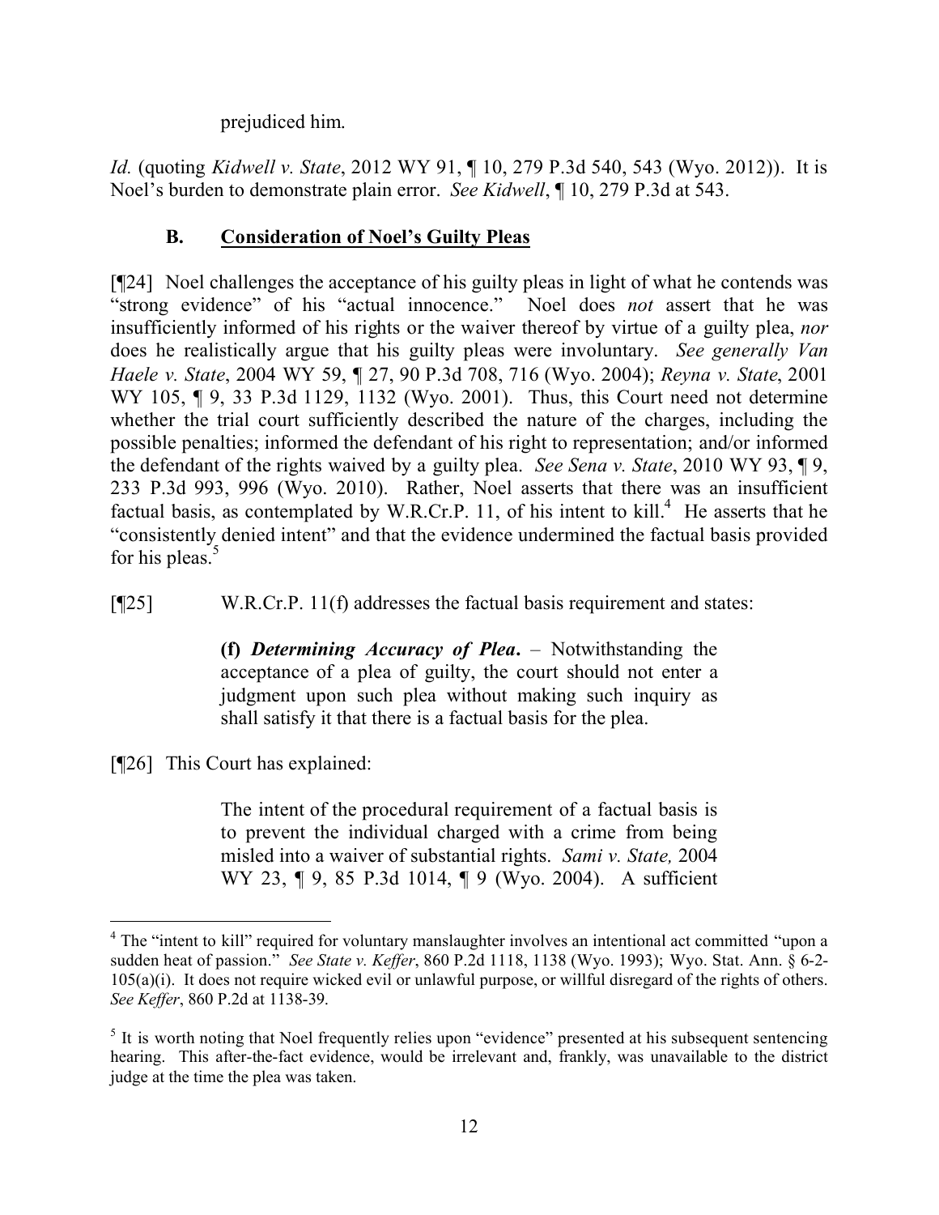prejudiced him.

*Id.* (quoting *Kidwell v. State*, 2012 WY 91, ¶ 10, 279 P.3d 540, 543 (Wyo. 2012)). It is Noel's burden to demonstrate plain error. *See Kidwell*, ¶ 10, 279 P.3d at 543.

### B. Consideration of Noel's Guilty Pleas

[¶24] Noel challenges the acceptance of his guilty pleas in light of what he contends was "strong evidence" of his "actual innocence." Noel does *not* assert that he was insufficiently informed of his rights or the waiver thereof by virtue of a guilty plea, *nor* does he realistically argue that his guilty pleas were involuntary. *See generally Van Haele v. State*, 2004 WY 59, ¶ 27, 90 P.3d 708, 716 (Wyo. 2004); *Reyna v. State*, 2001 WY 105, ¶ 9, 33 P.3d 1129, 1132 (Wyo. 2001). Thus, this Court need not determine whether the trial court sufficiently described the nature of the charges, including the possible penalties; informed the defendant of his right to representation; and/or informed the defendant of the rights waived by a guilty plea. *See Sena v. State*, 2010 WY 93, ¶ 9, 233 P.3d 993, 996 (Wyo. 2010). Rather, Noel asserts that there was an insufficient factual basis, as contemplated by W.R.Cr.P. 11, of his intent to kill.[4] He asserts that he "consistently denied intent" and that the evidence undermined the factual basis provided for his pleas.[5]

[¶25] W.R.Cr.P. 11(f) addresses the factual basis requirement and states:

> **(f)** ***Determining Accuracy of Plea***. – Notwithstanding the acceptance of a plea of guilty, the court should not enter a judgment upon such plea without making such inquiry as shall satisfy it that there is a factual basis for the plea.

[¶26] This Court has explained:

> The intent of the procedural requirement of a factual basis is to prevent the individual charged with a crime from being misled into a waiver of substantial rights. *Sami v. State,* 2004 WY 23, ¶ 9, 85 P.3d 1014, ¶ 9 (Wyo. 2004). A sufficient

---

[4] The "intent to kill" required for voluntary manslaughter involves an intentional act committed "upon a sudden heat of passion." *See State v. Keffer*, 860 P.2d 1118, 1138 (Wyo. 1993); Wyo. Stat. Ann. § 6-2-105(a)(i). It does not require wicked evil or unlawful purpose, or willful disregard of the rights of others. *See Keffer*, 860 P.2d at 1138-39.

[5] It is worth noting that Noel frequently relies upon "evidence" presented at his subsequent sentencing hearing. This after-the-fact evidence, would be irrelevant and, frankly, was unavailable to the district judge at the time the plea was taken.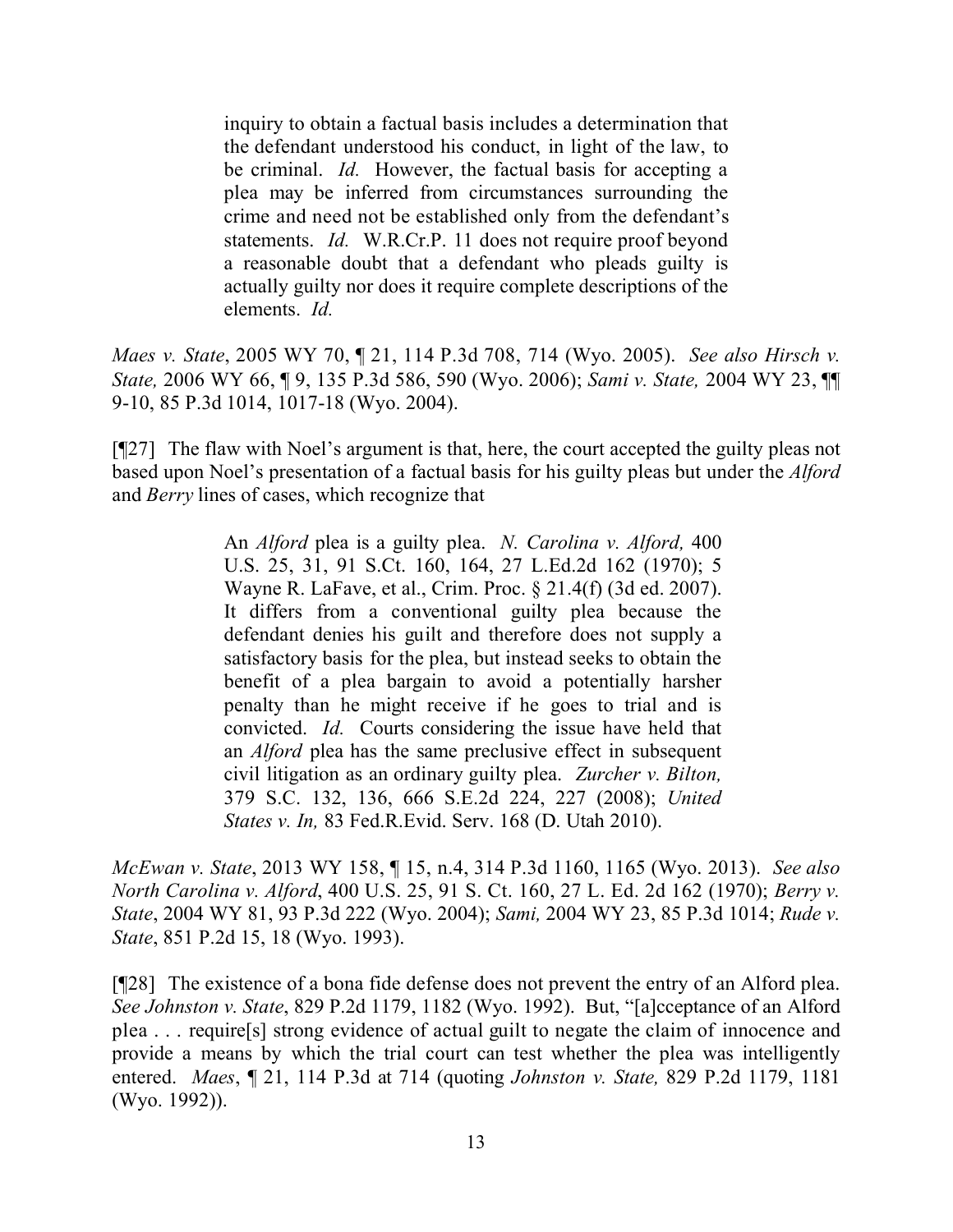> inquiry to obtain a factual basis includes a determination that the defendant understood his conduct, in light of the law, to be criminal. *Id.* However, the factual basis for accepting a plea may be inferred from circumstances surrounding the crime and need not be established only from the defendant's statements. *Id.* W.R.Cr.P. 11 does not require proof beyond a reasonable doubt that a defendant who pleads guilty is actually guilty nor does it require complete descriptions of the elements. *Id.*

*Maes v. State*, 2005 WY 70, ¶ 21, 114 P.3d 708, 714 (Wyo. 2005). *See also Hirsch v. State,* 2006 WY 66, ¶ 9, 135 P.3d 586, 590 (Wyo. 2006); *Sami v. State,* 2004 WY 23, ¶¶ 9-10, 85 P.3d 1014, 1017-18 (Wyo. 2004).

[¶27] The flaw with Noel's argument is that, here, the court accepted the guilty pleas not based upon Noel's presentation of a factual basis for his guilty pleas but under the *Alford* and *Berry* lines of cases, which recognize that

> An *Alford* plea is a guilty plea. *N. Carolina v. Alford,* 400 U.S. 25, 31, 91 S.Ct. 160, 164, 27 L.Ed.2d 162 (1970); 5 Wayne R. LaFave, et al., Crim. Proc. § 21.4(f) (3d ed. 2007). It differs from a conventional guilty plea because the defendant denies his guilt and therefore does not supply a satisfactory basis for the plea, but instead seeks to obtain the benefit of a plea bargain to avoid a potentially harsher penalty than he might receive if he goes to trial and is convicted. *Id.* Courts considering the issue have held that an *Alford* plea has the same preclusive effect in subsequent civil litigation as an ordinary guilty plea. *Zurcher v. Bilton,* 379 S.C. 132, 136, 666 S.E.2d 224, 227 (2008); *United States v. In,* 83 Fed.R.Evid. Serv. 168 (D. Utah 2010).

*McEwan v. State*, 2013 WY 158, ¶ 15, n.4, 314 P.3d 1160, 1165 (Wyo. 2013). *See also North Carolina v. Alford*, 400 U.S. 25, 91 S. Ct. 160, 27 L. Ed. 2d 162 (1970); *Berry v. State*, 2004 WY 81, 93 P.3d 222 (Wyo. 2004); *Sami,* 2004 WY 23, 85 P.3d 1014; *Rude v. State*, 851 P.2d 15, 18 (Wyo. 1993).

[¶28] The existence of a bona fide defense does not prevent the entry of an Alford plea. *See Johnston v. State*, 829 P.2d 1179, 1182 (Wyo. 1992). But, "[a]cceptance of an Alford plea . . . require[s] strong evidence of actual guilt to negate the claim of innocence and provide a means by which the trial court can test whether the plea was intelligently entered. *Maes*, ¶ 21, 114 P.3d at 714 (quoting *Johnston v. State,* 829 P.2d 1179, 1181 (Wyo. 1992)).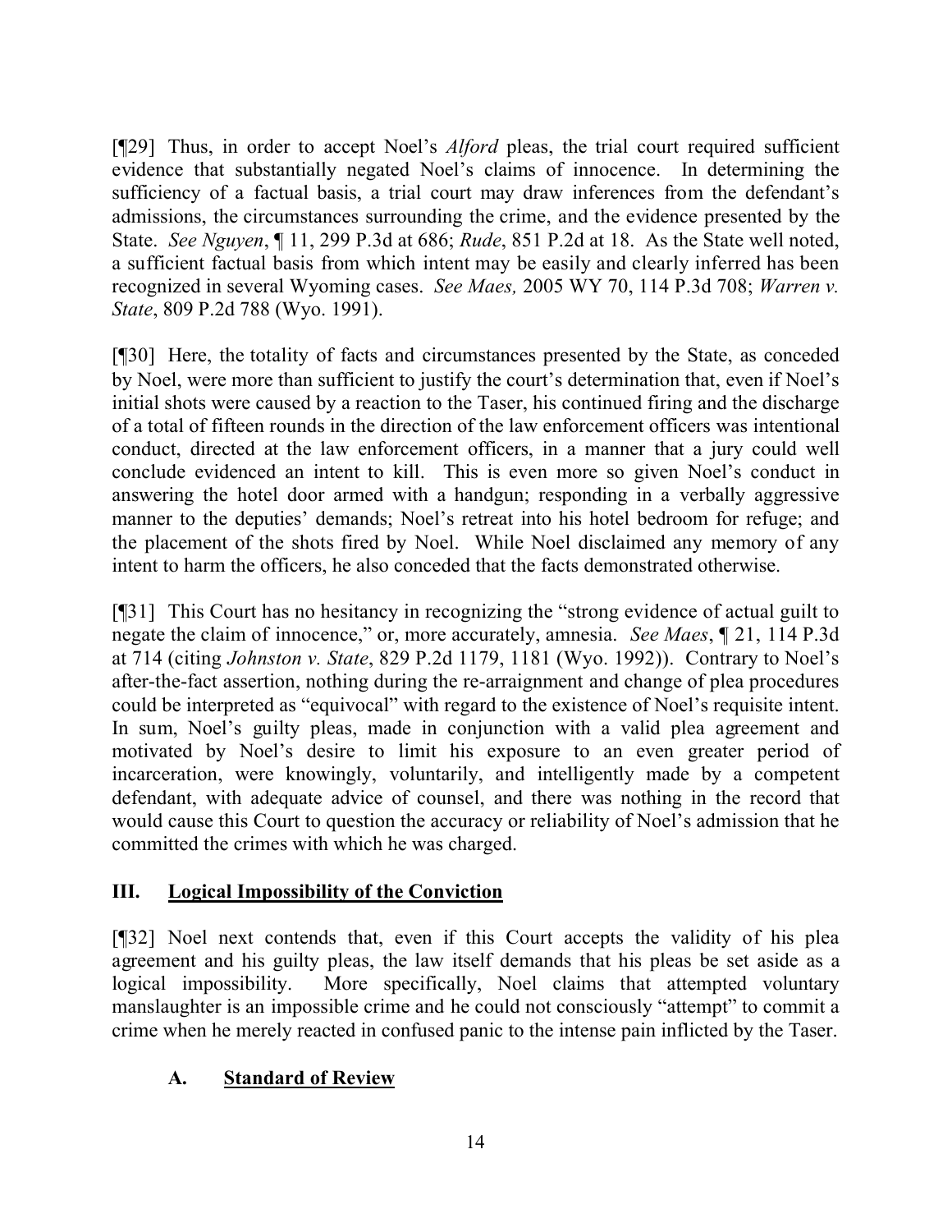[¶29] Thus, in order to accept Noel's *Alford* pleas, the trial court required sufficient evidence that substantially negated Noel's claims of innocence. In determining the sufficiency of a factual basis, a trial court may draw inferences from the defendant's admissions, the circumstances surrounding the crime, and the evidence presented by the State. *See Nguyen*, ¶ 11, 299 P.3d at 686; *Rude*, 851 P.2d at 18. As the State well noted, a sufficient factual basis from which intent may be easily and clearly inferred has been recognized in several Wyoming cases. *See Maes,* 2005 WY 70, 114 P.3d 708; *Warren v. State*, 809 P.2d 788 (Wyo. 1991).

[¶30] Here, the totality of facts and circumstances presented by the State, as conceded by Noel, were more than sufficient to justify the court's determination that, even if Noel's initial shots were caused by a reaction to the Taser, his continued firing and the discharge of a total of fifteen rounds in the direction of the law enforcement officers was intentional conduct, directed at the law enforcement officers, in a manner that a jury could well conclude evidenced an intent to kill. This is even more so given Noel's conduct in answering the hotel door armed with a handgun; responding in a verbally aggressive manner to the deputies' demands; Noel's retreat into his hotel bedroom for refuge; and the placement of the shots fired by Noel. While Noel disclaimed any memory of any intent to harm the officers, he also conceded that the facts demonstrated otherwise.

[¶31] This Court has no hesitancy in recognizing the "strong evidence of actual guilt to negate the claim of innocence," or, more accurately, amnesia. *See Maes*, ¶ 21, 114 P.3d at 714 (citing *Johnston v. State*, 829 P.2d 1179, 1181 (Wyo. 1992)). Contrary to Noel's after-the-fact assertion, nothing during the re-arraignment and change of plea procedures could be interpreted as "equivocal" with regard to the existence of Noel's requisite intent. In sum, Noel's guilty pleas, made in conjunction with a valid plea agreement and motivated by Noel's desire to limit his exposure to an even greater period of incarceration, were knowingly, voluntarily, and intelligently made by a competent defendant, with adequate advice of counsel, and there was nothing in the record that would cause this Court to question the accuracy or reliability of Noel's admission that he committed the crimes with which he was charged.

## III. Logical Impossibility of the Conviction

[¶32] Noel next contends that, even if this Court accepts the validity of his plea agreement and his guilty pleas, the law itself demands that his pleas be set aside as a logical impossibility. More specifically, Noel claims that attempted voluntary manslaughter is an impossible crime and he could not consciously "attempt" to commit a crime when he merely reacted in confused panic to the intense pain inflicted by the Taser.

### A. Standard of Review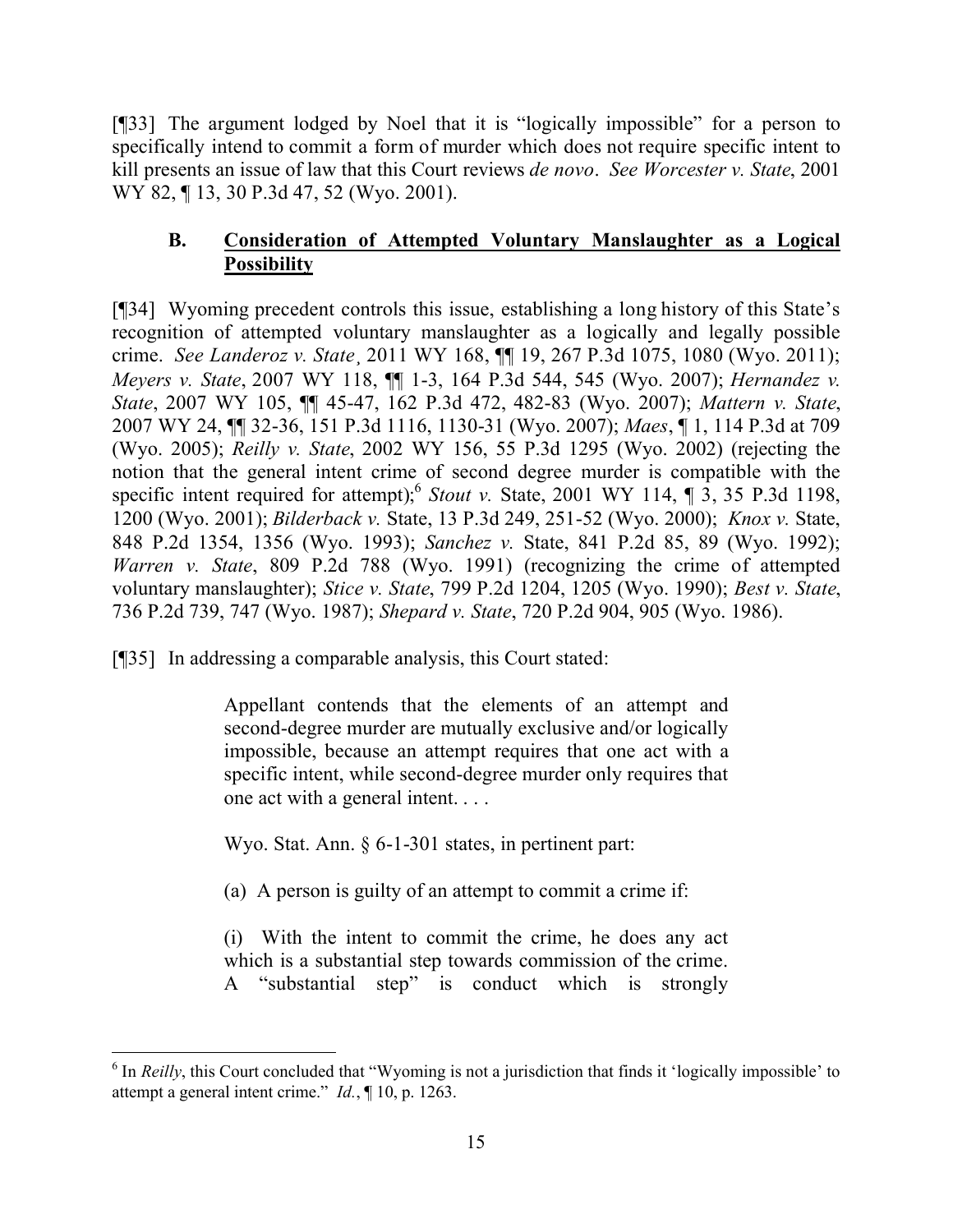[¶33] The argument lodged by Noel that it is "logically impossible" for a person to specifically intend to commit a form of murder which does not require specific intent to kill presents an issue of law that this Court reviews *de novo*. *See Worcester v. State*, 2001 WY 82, ¶ 13, 30 P.3d 47, 52 (Wyo. 2001).

### B. <u>Consideration of Attempted Voluntary Manslaughter as a Logical Possibility</u>

[¶34] Wyoming precedent controls this issue, establishing a long history of this State's recognition of attempted voluntary manslaughter as a logically and legally possible crime. *See Landeroz v. State*¸ 2011 WY 168, ¶¶ 19, 267 P.3d 1075, 1080 (Wyo. 2011); *Meyers v. State*, 2007 WY 118, ¶¶ 1-3, 164 P.3d 544, 545 (Wyo. 2007); *Hernandez v. State*, 2007 WY 105, ¶¶ 45-47, 162 P.3d 472, 482-83 (Wyo. 2007); *Mattern v. State*, 2007 WY 24, ¶¶ 32-36, 151 P.3d 1116, 1130-31 (Wyo. 2007); *Maes*, ¶ 1, 114 P.3d at 709 (Wyo. 2005); *Reilly v. State*, 2002 WY 156, 55 P.3d 1295 (Wyo. 2002) (rejecting the notion that the general intent crime of second degree murder is compatible with the specific intent required for attempt);[6] *Stout v.* State, 2001 WY 114, ¶ 3, 35 P.3d 1198, 1200 (Wyo. 2001); *Bilderback v.* State, 13 P.3d 249, 251-52 (Wyo. 2000); *Knox v.* State, 848 P.2d 1354, 1356 (Wyo. 1993); *Sanchez v.* State, 841 P.2d 85, 89 (Wyo. 1992); *Warren v. State*, 809 P.2d 788 (Wyo. 1991) (recognizing the crime of attempted voluntary manslaughter); *Stice v. State*, 799 P.2d 1204, 1205 (Wyo. 1990); *Best v. State*, 736 P.2d 739, 747 (Wyo. 1987); *Shepard v. State*, 720 P.2d 904, 905 (Wyo. 1986).

[¶35] In addressing a comparable analysis, this Court stated:

> Appellant contends that the elements of an attempt and second-degree murder are mutually exclusive and/or logically impossible, because an attempt requires that one act with a specific intent, while second-degree murder only requires that one act with a general intent. . . .
>
> Wyo. Stat. Ann. § 6-1-301 states, in pertinent part:
>
> (a) A person is guilty of an attempt to commit a crime if:
>
> (i) With the intent to commit the crime, he does any act which is a substantial step towards commission of the crime. A "substantial step" is conduct which is strongly

---

[6] In *Reilly*, this Court concluded that "Wyoming is not a jurisdiction that finds it 'logically impossible' to attempt a general intent crime." *Id.*, ¶ 10, p. 1263.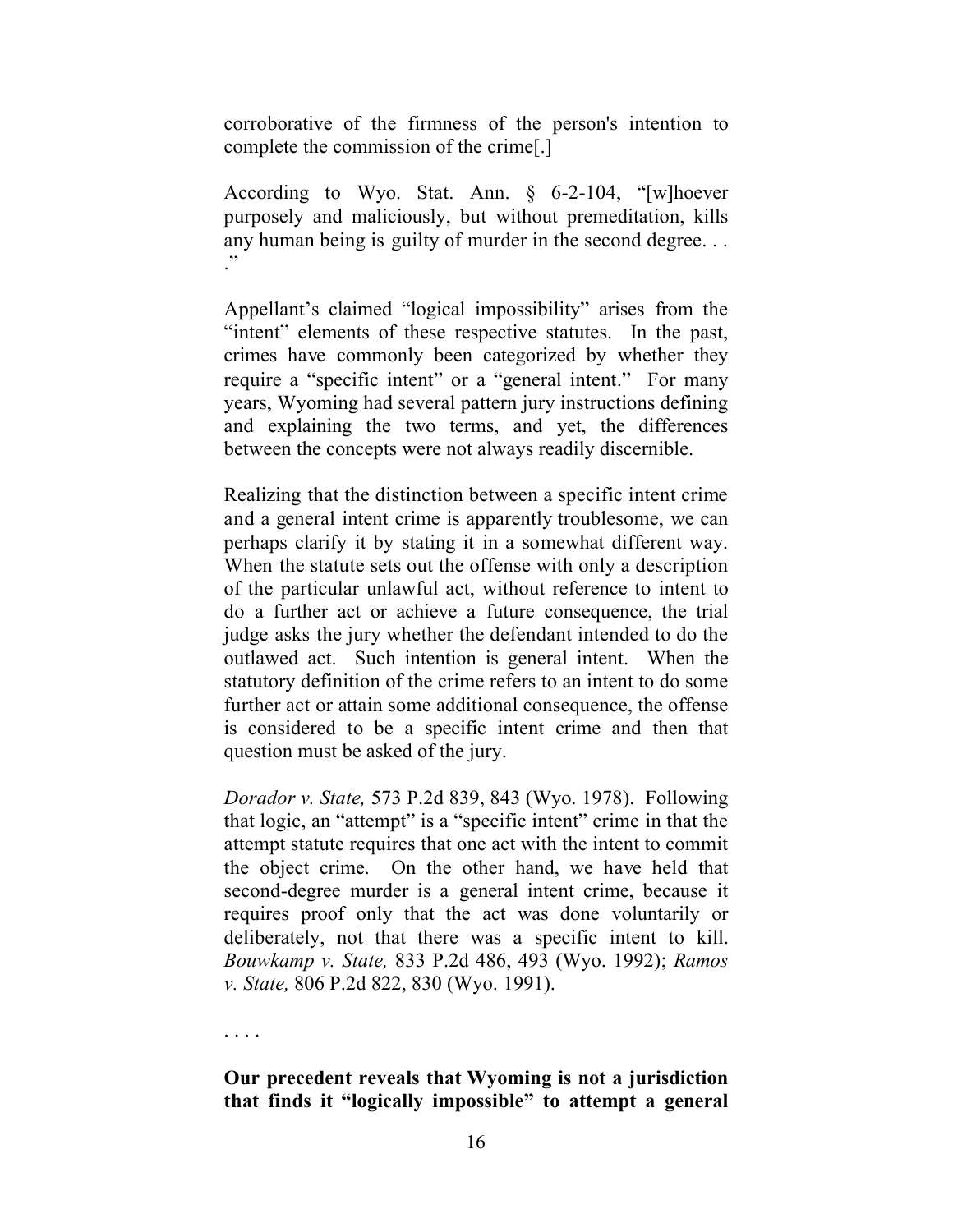corroborative of the firmness of the person's intention to complete the commission of the crime[.]

According to Wyo. Stat. Ann. § 6-2-104, "[w]hoever purposely and maliciously, but without premeditation, kills any human being is guilty of murder in the second degree. . . ."

Appellant's claimed "logical impossibility" arises from the "intent" elements of these respective statutes. In the past, crimes have commonly been categorized by whether they require a "specific intent" or a "general intent." For many years, Wyoming had several pattern jury instructions defining and explaining the two terms, and yet, the differences between the concepts were not always readily discernible.

Realizing that the distinction between a specific intent crime and a general intent crime is apparently troublesome, we can perhaps clarify it by stating it in a somewhat different way. When the statute sets out the offense with only a description of the particular unlawful act, without reference to intent to do a further act or achieve a future consequence, the trial judge asks the jury whether the defendant intended to do the outlawed act. Such intention is general intent. When the statutory definition of the crime refers to an intent to do some further act or attain some additional consequence, the offense is considered to be a specific intent crime and then that question must be asked of the jury.

*Dorador v. State,* 573 P.2d 839, 843 (Wyo. 1978). Following that logic, an "attempt" is a "specific intent" crime in that the attempt statute requires that one act with the intent to commit the object crime. On the other hand, we have held that second-degree murder is a general intent crime, because it requires proof only that the act was done voluntarily or deliberately, not that there was a specific intent to kill. *Bouwkamp v. State,* 833 P.2d 486, 493 (Wyo. 1992); *Ramos v. State,* 806 P.2d 822, 830 (Wyo. 1991).

. . . .

**Our precedent reveals that Wyoming is not a jurisdiction that finds it "logically impossible" to attempt a general**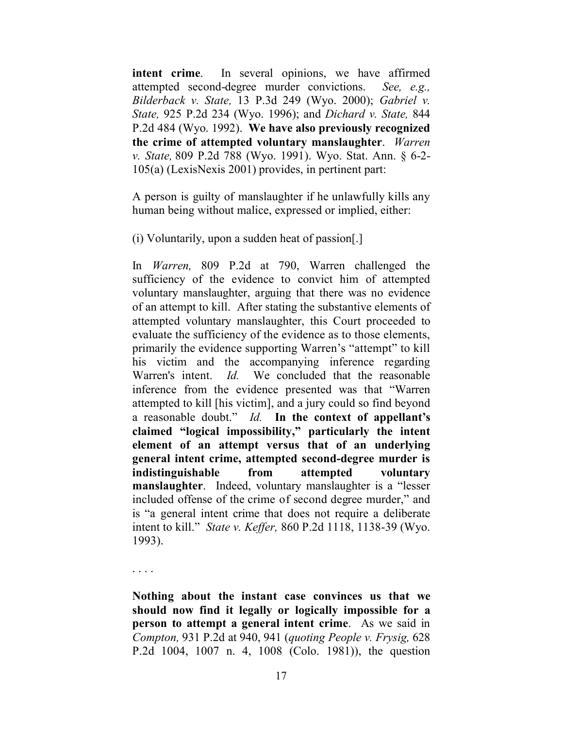**intent crime**. In several opinions, we have affirmed attempted second-degree murder convictions. *See, e.g., Bilderback v. State,* 13 P.3d 249 (Wyo. 2000); *Gabriel v. State,* 925 P.2d 234 (Wyo. 1996); and *Dichard v. State,* 844 P.2d 484 (Wyo. 1992). **We have also previously recognized the crime of attempted voluntary manslaughter**. *Warren v. State,* 809 P.2d 788 (Wyo. 1991). Wyo. Stat. Ann. § 6-2-105(a) (LexisNexis 2001) provides, in pertinent part:

A person is guilty of manslaughter if he unlawfully kills any human being without malice, expressed or implied, either:

(i) Voluntarily, upon a sudden heat of passion[.]

In *Warren,* 809 P.2d at 790, Warren challenged the sufficiency of the evidence to convict him of attempted voluntary manslaughter, arguing that there was no evidence of an attempt to kill. After stating the substantive elements of attempted voluntary manslaughter, this Court proceeded to evaluate the sufficiency of the evidence as to those elements, primarily the evidence supporting Warren's "attempt" to kill his victim and the accompanying inference regarding Warren's intent. *Id.* We concluded that the reasonable inference from the evidence presented was that "Warren attempted to kill [his victim], and a jury could so find beyond a reasonable doubt." *Id.* **In the context of appellant's claimed "logical impossibility," particularly the intent element of an attempt versus that of an underlying general intent crime, attempted second-degree murder is indistinguishable from attempted voluntary manslaughter**. Indeed, voluntary manslaughter is a "lesser included offense of the crime of second degree murder," and is "a general intent crime that does not require a deliberate intent to kill." *State v. Keffer,* 860 P.2d 1118, 1138-39 (Wyo. 1993).

. . . .

**Nothing about the instant case convinces us that we should now find it legally or logically impossible for a person to attempt a general intent crime**. As we said in *Compton,* 931 P.2d at 940, 941 (*quoting People v. Frysig,* 628 P.2d 1004, 1007 n. 4, 1008 (Colo. 1981)), the question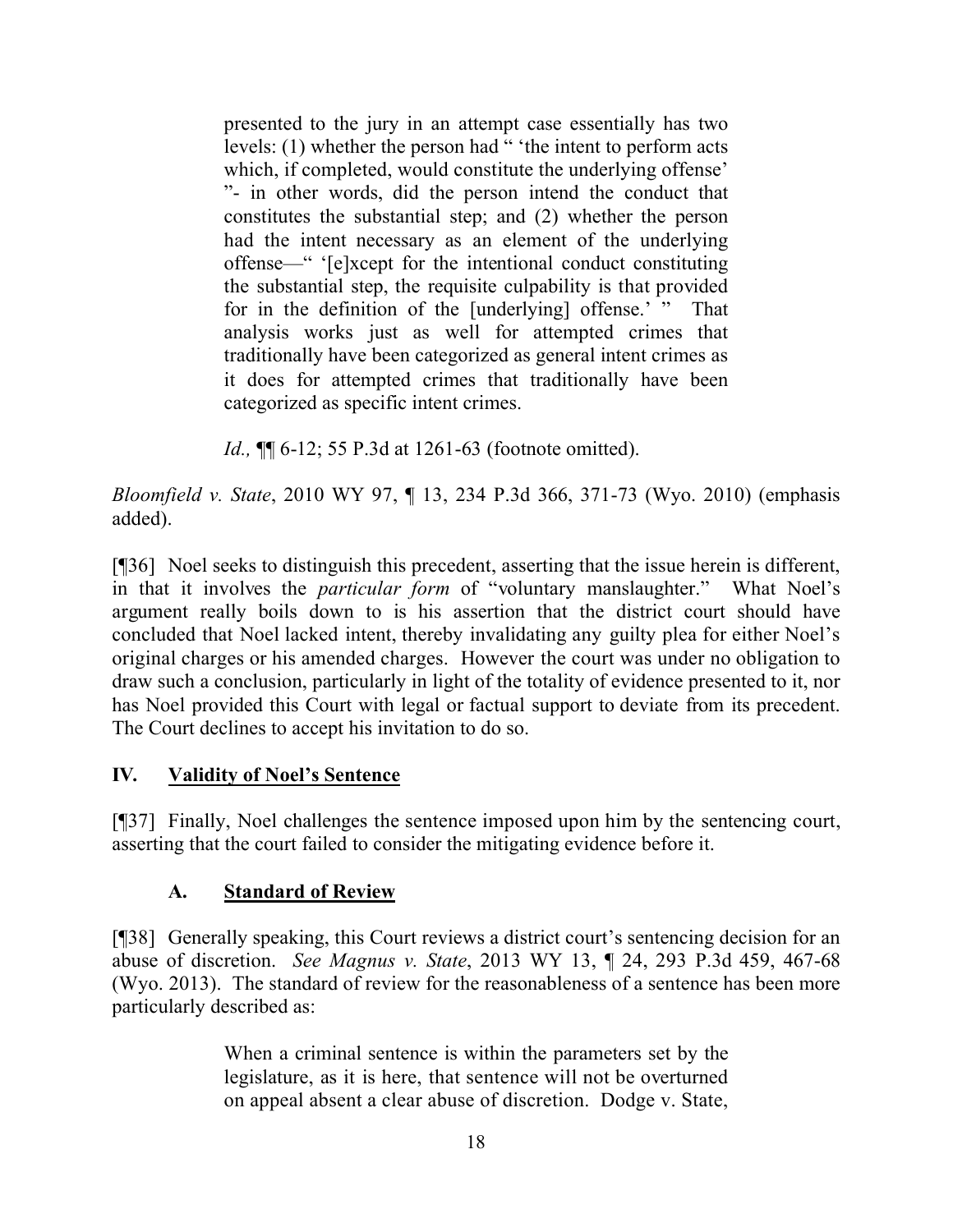> presented to the jury in an attempt case essentially has two levels: (1) whether the person had " 'the intent to perform acts which, if completed, would constitute the underlying offense' "- in other words, did the person intend the conduct that constitutes the substantial step; and (2) whether the person had the intent necessary as an element of the underlying offense—" '[e]xcept for the intentional conduct constituting the substantial step, the requisite culpability is that provided for in the definition of the [underlying] offense.' " That analysis works just as well for attempted crimes that traditionally have been categorized as general intent crimes as it does for attempted crimes that traditionally have been categorized as specific intent crimes.
>
> *Id.,* ¶¶ 6-12; 55 P.3d at 1261-63 (footnote omitted).

*Bloomfield v. State*, 2010 WY 97, ¶ 13, 234 P.3d 366, 371-73 (Wyo. 2010) (emphasis added).

[¶36] Noel seeks to distinguish this precedent, asserting that the issue herein is different, in that it involves the *particular form* of "voluntary manslaughter." What Noel's argument really boils down to is his assertion that the district court should have concluded that Noel lacked intent, thereby invalidating any guilty plea for either Noel's original charges or his amended charges. However the court was under no obligation to draw such a conclusion, particularly in light of the totality of evidence presented to it, nor has Noel provided this Court with legal or factual support to deviate from its precedent. The Court declines to accept his invitation to do so.

## IV. Validity of Noel's Sentence

[¶37] Finally, Noel challenges the sentence imposed upon him by the sentencing court, asserting that the court failed to consider the mitigating evidence before it.

### A. Standard of Review

[¶38] Generally speaking, this Court reviews a district court's sentencing decision for an abuse of discretion. *See Magnus v. State*, 2013 WY 13, ¶ 24, 293 P.3d 459, 467-68 (Wyo. 2013). The standard of review for the reasonableness of a sentence has been more particularly described as:

> When a criminal sentence is within the parameters set by the legislature, as it is here, that sentence will not be overturned on appeal absent a clear abuse of discretion. Dodge v. State,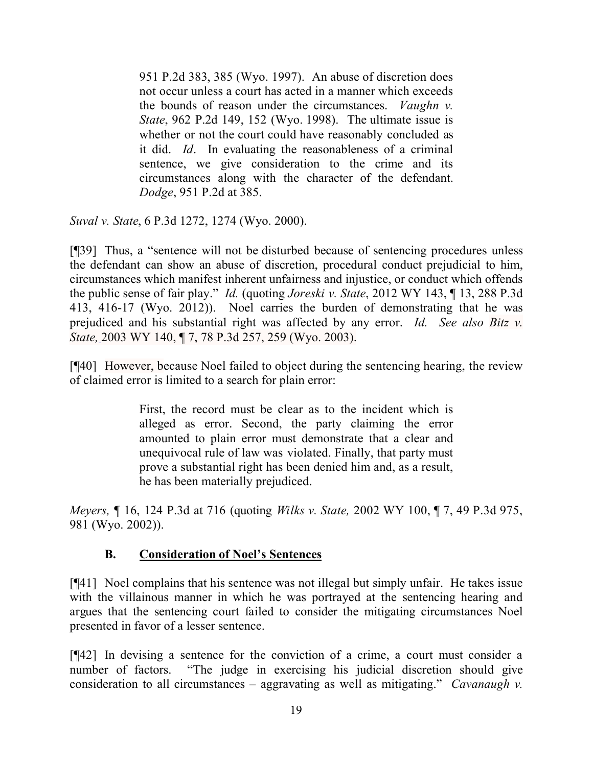> 951 P.2d 383, 385 (Wyo. 1997). An abuse of discretion does not occur unless a court has acted in a manner which exceeds the bounds of reason under the circumstances. *Vaughn v. State*, 962 P.2d 149, 152 (Wyo. 1998). The ultimate issue is whether or not the court could have reasonably concluded as it did. *Id*. In evaluating the reasonableness of a criminal sentence, we give consideration to the crime and its circumstances along with the character of the defendant. *Dodge*, 951 P.2d at 385.

*Suval v. State*, 6 P.3d 1272, 1274 (Wyo. 2000).

[¶39] Thus, a "sentence will not be disturbed because of sentencing procedures unless the defendant can show an abuse of discretion, procedural conduct prejudicial to him, circumstances which manifest inherent unfairness and injustice, or conduct which offends the public sense of fair play." *Id.* (quoting *Joreski v. State*, 2012 WY 143, ¶ 13, 288 P.3d 413, 416-17 (Wyo. 2012)). Noel carries the burden of demonstrating that he was prejudiced and his substantial right was affected by any error. *Id. See also Bitz v. State,* 2003 WY 140, ¶ 7, 78 P.3d 257, 259 (Wyo. 2003).

[¶40] However, because Noel failed to object during the sentencing hearing, the review of claimed error is limited to a search for plain error:

> First, the record must be clear as to the incident which is alleged as error. Second, the party claiming the error amounted to plain error must demonstrate that a clear and unequivocal rule of law was violated. Finally, that party must prove a substantial right has been denied him and, as a result, he has been materially prejudiced.

*Meyers,* ¶ 16, 124 P.3d at 716 (quoting *Wilks v. State,* 2002 WY 100, ¶ 7, 49 P.3d 975, 981 (Wyo. 2002)).

### B. Consideration of Noel's Sentences

[¶41] Noel complains that his sentence was not illegal but simply unfair. He takes issue with the villainous manner in which he was portrayed at the sentencing hearing and argues that the sentencing court failed to consider the mitigating circumstances Noel presented in favor of a lesser sentence.

[¶42] In devising a sentence for the conviction of a crime, a court must consider a number of factors. "The judge in exercising his judicial discretion should give consideration to all circumstances – aggravating as well as mitigating." *Cavanaugh v.*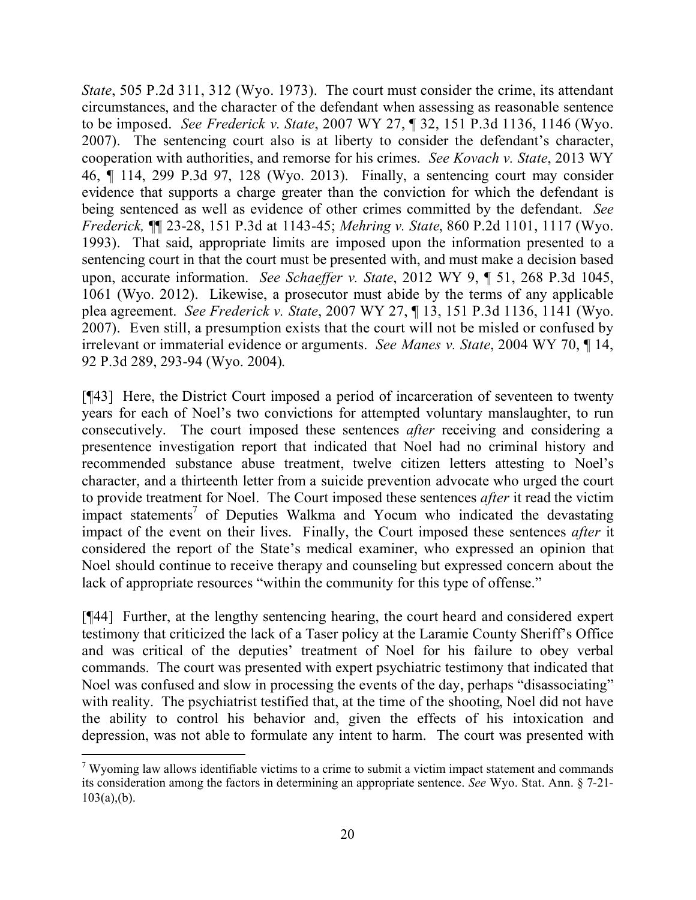*State*, 505 P.2d 311, 312 (Wyo. 1973). The court must consider the crime, its attendant circumstances, and the character of the defendant when assessing as reasonable sentence to be imposed. *See Frederick v. State*, 2007 WY 27, ¶ 32, 151 P.3d 1136, 1146 (Wyo. 2007). The sentencing court also is at liberty to consider the defendant's character, cooperation with authorities, and remorse for his crimes. *See Kovach v. State*, 2013 WY 46, ¶ 114, 299 P.3d 97, 128 (Wyo. 2013). Finally, a sentencing court may consider evidence that supports a charge greater than the conviction for which the defendant is being sentenced as well as evidence of other crimes committed by the defendant. *See Frederick,* ¶¶ 23-28, 151 P.3d at 1143-45; *Mehring v. State*, 860 P.2d 1101, 1117 (Wyo. 1993). That said, appropriate limits are imposed upon the information presented to a sentencing court in that the court must be presented with, and must make a decision based upon, accurate information. *See Schaeffer v. State*, 2012 WY 9, ¶ 51, 268 P.3d 1045, 1061 (Wyo. 2012). Likewise, a prosecutor must abide by the terms of any applicable plea agreement. *See Frederick v. State*, 2007 WY 27, ¶ 13, 151 P.3d 1136, 1141 (Wyo. 2007). Even still, a presumption exists that the court will not be misled or confused by irrelevant or immaterial evidence or arguments. *See Manes v. State*, 2004 WY 70, ¶ 14, 92 P.3d 289, 293-94 (Wyo. 2004).

[¶43] Here, the District Court imposed a period of incarceration of seventeen to twenty years for each of Noel's two convictions for attempted voluntary manslaughter, to run consecutively. The court imposed these sentences *after* receiving and considering a presentence investigation report that indicated that Noel had no criminal history and recommended substance abuse treatment, twelve citizen letters attesting to Noel's character, and a thirteenth letter from a suicide prevention advocate who urged the court to provide treatment for Noel. The Court imposed these sentences *after* it read the victim impact statements[7] of Deputies Walkma and Yocum who indicated the devastating impact of the event on their lives. Finally, the Court imposed these sentences *after* it considered the report of the State's medical examiner, who expressed an opinion that Noel should continue to receive therapy and counseling but expressed concern about the lack of appropriate resources "within the community for this type of offense."

[¶44] Further, at the lengthy sentencing hearing, the court heard and considered expert testimony that criticized the lack of a Taser policy at the Laramie County Sheriff's Office and was critical of the deputies' treatment of Noel for his failure to obey verbal commands. The court was presented with expert psychiatric testimony that indicated that Noel was confused and slow in processing the events of the day, perhaps "disassociating" with reality. The psychiatrist testified that, at the time of the shooting, Noel did not have the ability to control his behavior and, given the effects of his intoxication and depression, was not able to formulate any intent to harm. The court was presented with

---

[7] Wyoming law allows identifiable victims to a crime to submit a victim impact statement and commands its consideration among the factors in determining an appropriate sentence. *See* Wyo. Stat. Ann. § 7-21-103(a),(b).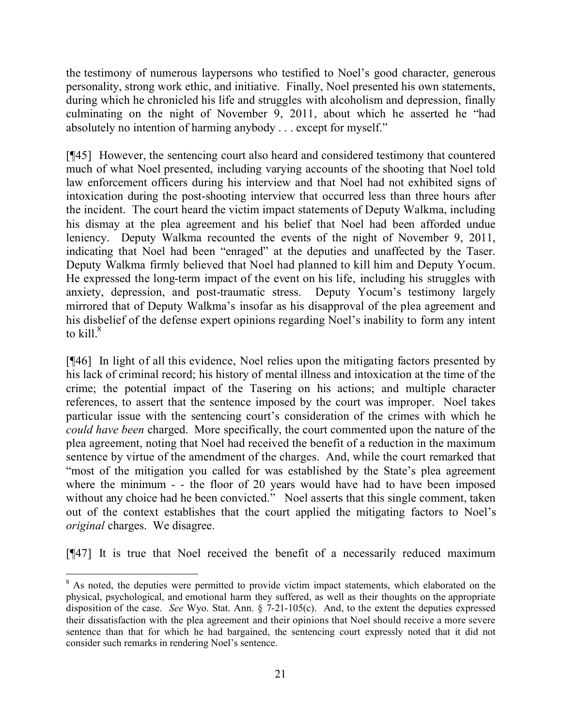the testimony of numerous laypersons who testified to Noel's good character, generous personality, strong work ethic, and initiative. Finally, Noel presented his own statements, during which he chronicled his life and struggles with alcoholism and depression, finally culminating on the night of November 9, 2011, about which he asserted he "had absolutely no intention of harming anybody . . . except for myself."

[¶45] However, the sentencing court also heard and considered testimony that countered much of what Noel presented, including varying accounts of the shooting that Noel told law enforcement officers during his interview and that Noel had not exhibited signs of intoxication during the post-shooting interview that occurred less than three hours after the incident. The court heard the victim impact statements of Deputy Walkma, including his dismay at the plea agreement and his belief that Noel had been afforded undue leniency. Deputy Walkma recounted the events of the night of November 9, 2011, indicating that Noel had been "enraged" at the deputies and unaffected by the Taser. Deputy Walkma firmly believed that Noel had planned to kill him and Deputy Yocum. He expressed the long-term impact of the event on his life, including his struggles with anxiety, depression, and post-traumatic stress. Deputy Yocum's testimony largely mirrored that of Deputy Walkma's insofar as his disapproval of the plea agreement and his disbelief of the defense expert opinions regarding Noel's inability to form any intent to kill.[8]

[¶46] In light of all this evidence, Noel relies upon the mitigating factors presented by his lack of criminal record; his history of mental illness and intoxication at the time of the crime; the potential impact of the Tasering on his actions; and multiple character references, to assert that the sentence imposed by the court was improper. Noel takes particular issue with the sentencing court's consideration of the crimes with which he *could have been* charged. More specifically, the court commented upon the nature of the plea agreement, noting that Noel had received the benefit of a reduction in the maximum sentence by virtue of the amendment of the charges. And, while the court remarked that "most of the mitigation you called for was established by the State's plea agreement where the minimum - - the floor of 20 years would have had to have been imposed without any choice had he been convicted." Noel asserts that this single comment, taken out of the context establishes that the court applied the mitigating factors to Noel's *original* charges. We disagree.

[¶47] It is true that Noel received the benefit of a necessarily reduced maximum

---

[8] As noted, the deputies were permitted to provide victim impact statements, which elaborated on the physical, psychological, and emotional harm they suffered, as well as their thoughts on the appropriate disposition of the case. *See* Wyo. Stat. Ann. § 7-21-105(c). And, to the extent the deputies expressed their dissatisfaction with the plea agreement and their opinions that Noel should receive a more severe sentence than that for which he had bargained, the sentencing court expressly noted that it did not consider such remarks in rendering Noel's sentence.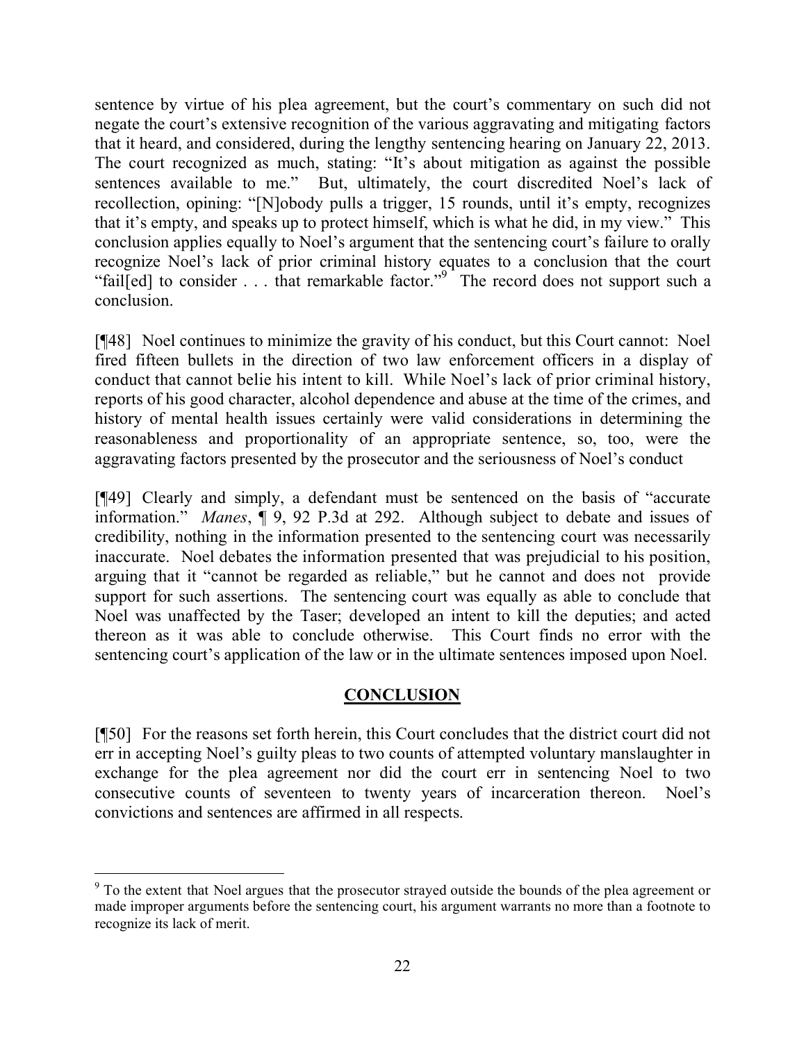sentence by virtue of his plea agreement, but the court's commentary on such did not negate the court's extensive recognition of the various aggravating and mitigating factors that it heard, and considered, during the lengthy sentencing hearing on January 22, 2013. The court recognized as much, stating: "It's about mitigation as against the possible sentences available to me." But, ultimately, the court discredited Noel's lack of recollection, opining: "[N]obody pulls a trigger, 15 rounds, until it's empty, recognizes that it's empty, and speaks up to protect himself, which is what he did, in my view." This conclusion applies equally to Noel's argument that the sentencing court's failure to orally recognize Noel's lack of prior criminal history equates to a conclusion that the court "fail[ed] to consider . . . that remarkable factor."[9] The record does not support such a conclusion.

[¶48] Noel continues to minimize the gravity of his conduct, but this Court cannot: Noel fired fifteen bullets in the direction of two law enforcement officers in a display of conduct that cannot belie his intent to kill. While Noel's lack of prior criminal history, reports of his good character, alcohol dependence and abuse at the time of the crimes, and history of mental health issues certainly were valid considerations in determining the reasonableness and proportionality of an appropriate sentence, so, too, were the aggravating factors presented by the prosecutor and the seriousness of Noel's conduct

[¶49] Clearly and simply, a defendant must be sentenced on the basis of "accurate information." *Manes*, ¶ 9, 92 P.3d at 292. Although subject to debate and issues of credibility, nothing in the information presented to the sentencing court was necessarily inaccurate. Noel debates the information presented that was prejudicial to his position, arguing that it "cannot be regarded as reliable," but he cannot and does not provide support for such assertions. The sentencing court was equally as able to conclude that Noel was unaffected by the Taser; developed an intent to kill the deputies; and acted thereon as it was able to conclude otherwise. This Court finds no error with the sentencing court's application of the law or in the ultimate sentences imposed upon Noel.

## CONCLUSION

[¶50] For the reasons set forth herein, this Court concludes that the district court did not err in accepting Noel's guilty pleas to two counts of attempted voluntary manslaughter in exchange for the plea agreement nor did the court err in sentencing Noel to two consecutive counts of seventeen to twenty years of incarceration thereon. Noel's convictions and sentences are affirmed in all respects.

---

[9] To the extent that Noel argues that the prosecutor strayed outside the bounds of the plea agreement or made improper arguments before the sentencing court, his argument warrants no more than a footnote to recognize its lack of merit.